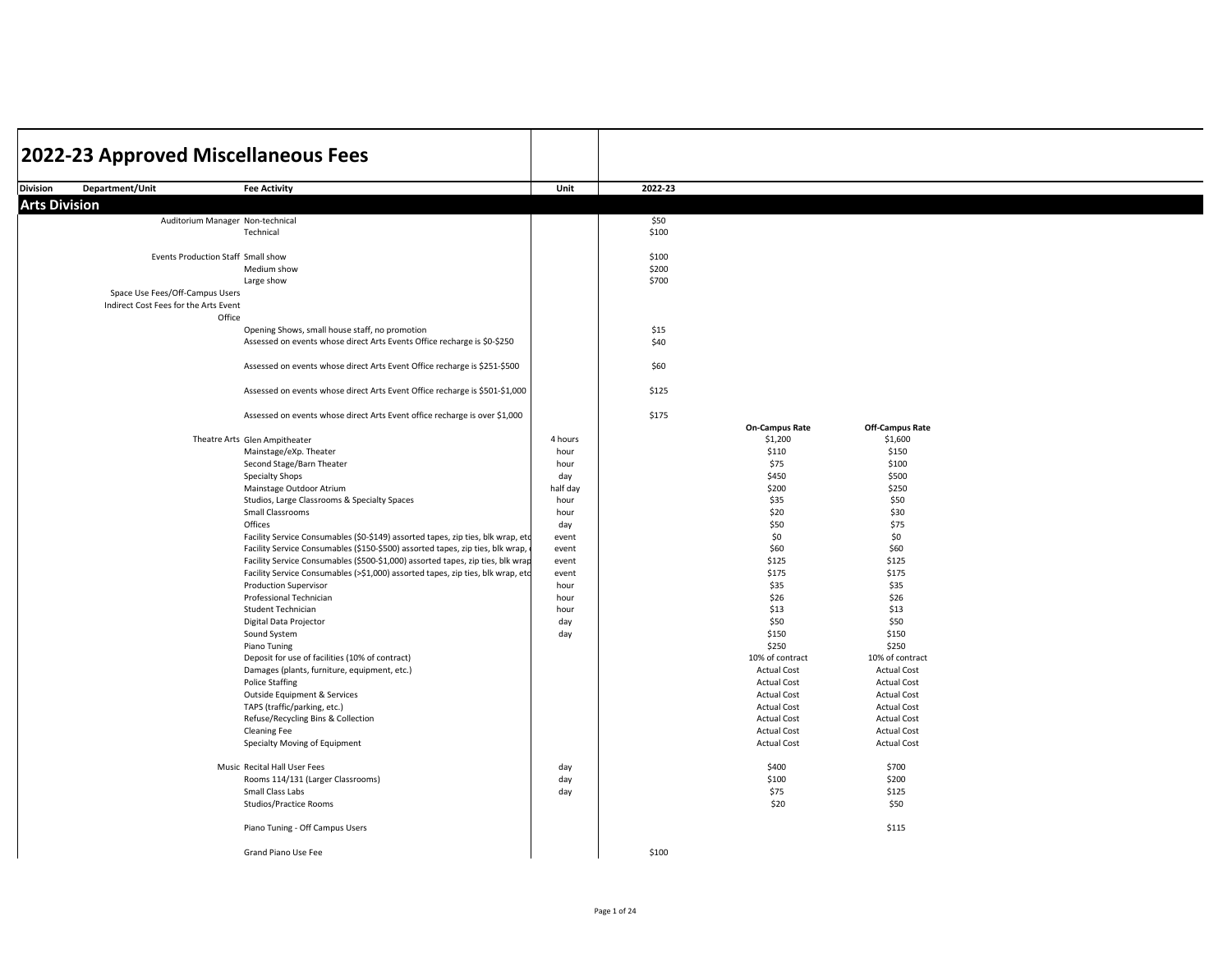# 2022-23 Approved Miscellaneous Fees

| Division | Department/Unit | Fee Activity | Unit | 2022-23 | On-Campus Rate | Off-Campus Rate |
|---|---|---|---|---|---|---|
| **Arts Division** | | | | | | |
| | Auditorium Manager | Non-technical | | $50 | | |
| | | Technical | | $100 | | |
| | Events Production Staff | Small show | | $100 | | |
| | | Medium show | | $200 | | |
| | | Large show | | $700 | | |
| | Space Use Fees/Off-Campus Users | | | | | |
| | Indirect Cost Fees for the Arts Event Office | | | | | |
| | | Opening Shows, small house staff, no promotion | | $15 | | |
| | | Assessed on events whose direct Arts Events Office recharge is $0-$250 | | $40 | | |
| | | Assessed on events whose direct Arts Event Office recharge is $251-$500 | | $60 | | |
| | | Assessed on events whose direct Arts Event Office recharge is $501-$1,000 | | $125 | | |
| | | Assessed on events whose direct Arts Event office recharge is over $1,000 | | $175 | | |
| | Theatre Arts | Glen Ampitheater | 4 hours | | $1,200 | $1,600 |
| | | Mainstage/eXp. Theater | hour | | $110 | $150 |
| | | Second Stage/Barn Theater | hour | | $75 | $100 |
| | | Specialty Shops | day | | $450 | $500 |
| | | Mainstage Outdoor Atrium | half day | | $200 | $250 |
| | | Studios, Large Classrooms & Specialty Spaces | hour | | $35 | $50 |
| | | Small Classrooms | hour | | $20 | $30 |
| | | Offices | day | | $50 | $75 |
| | | Facility Service Consumables ($0-$149) assorted tapes, zip ties, blk wrap, etc | event | | $0 | $0 |
| | | Facility Service Consumables ($150-$500) assorted tapes, zip ties, blk wrap, e | event | | $60 | $60 |
| | | Facility Service Consumables ($500-$1,000) assorted tapes, zip ties, blk wrap | event | | $125 | $125 |
| | | Facility Service Consumables (>$1,000) assorted tapes, zip ties, blk wrap, etc | event | | $175 | $175 |
| | | Production Supervisor | hour | | $35 | $35 |
| | | Professional Technician | hour | | $26 | $26 |
| | | Student Technician | hour | | $13 | $13 |
| | | Digital Data Projector | day | | $50 | $50 |
| | | Sound System | day | | $150 | $150 |
| | | Piano Tuning | | | $250 | $250 |
| | | Deposit for use of facilities (10% of contract) | | | 10% of contract | 10% of contract |
| | | Damages (plants, furniture, equipment, etc.) | | | Actual Cost | Actual Cost |
| | | Police Staffing | | | Actual Cost | Actual Cost |
| | | Outside Equipment & Services | | | Actual Cost | Actual Cost |
| | | TAPS (traffic/parking, etc.) | | | Actual Cost | Actual Cost |
| | | Refuse/Recycling Bins & Collection | | | Actual Cost | Actual Cost |
| | | Cleaning Fee | | | Actual Cost | Actual Cost |
| | | Specialty Moving of Equipment | | | Actual Cost | Actual Cost |
| | Music | Recital Hall User Fees | day | | $400 | $700 |
| | | Rooms 114/131 (Larger Classrooms) | day | | $100 | $200 |
| | | Small Class Labs | day | | $75 | $125 |
| | | Studios/Practice Rooms | | | $20 | $50 |
| | | Piano Tuning - Off Campus Users | | | | $115 |
| | | Grand Piano Use Fee | | $100 | | |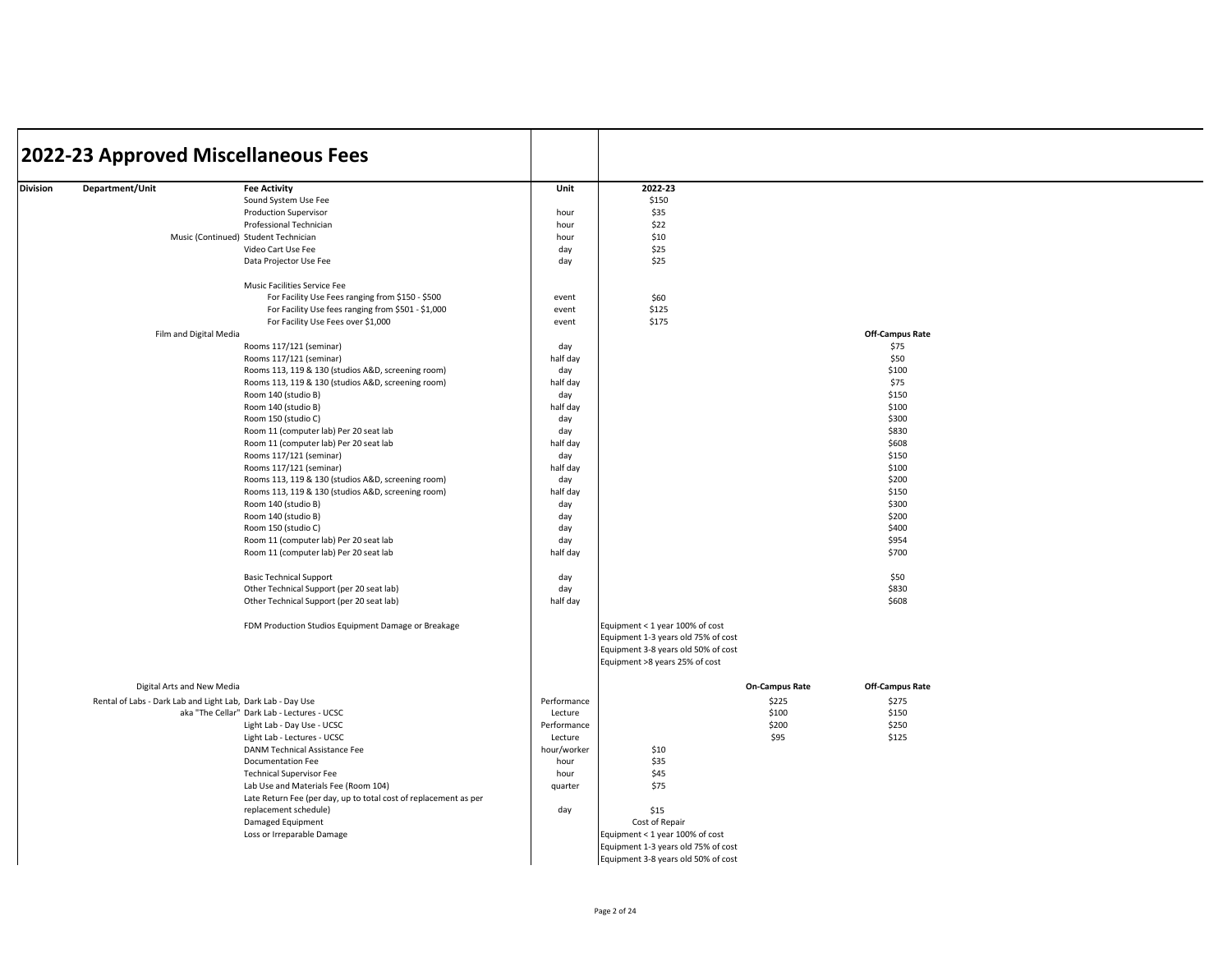# 2022-23 Approved Miscellaneous Fees

| Division | Department/Unit | Fee Activity | Unit | 2022-23 | On-Campus Rate | Off-Campus Rate |
|---|---|---|---|---|---|---|
| | | Sound System Use Fee | | $150 | | |
| | | Production Supervisor | hour | $35 | | |
| | | Professional Technician | hour | $22 | | |
| | Music (Continued) | Student Technician | hour | $10 | | |
| | | Video Cart Use Fee | day | $25 | | |
| | | Data Projector Use Fee | day | $25 | | |
| | | | | | | |
| | | Music Facilities Service Fee | | | | |
| | | For Facility Use Fees ranging from $150 - $500 | event | $60 | | |
| | | For Facility Use fees ranging from $501 - $1,000 | event | $125 | | |
| | | For Facility Use Fees over $1,000 | event | $175 | | |
| | Film and Digital Media | | | | | Off-Campus Rate |
| | | Rooms 117/121 (seminar) | day | | | $75 |
| | | Rooms 117/121 (seminar) | half day | | | $50 |
| | | Rooms 113, 119 & 130 (studios A&D, screening room) | day | | | $100 |
| | | Rooms 113, 119 & 130 (studios A&D, screening room) | half day | | | $75 |
| | | Room 140 (studio B) | day | | | $150 |
| | | Room 140 (studio B) | half day | | | $100 |
| | | Room 150 (studio C) | day | | | $300 |
| | | Room 11 (computer lab) Per 20 seat lab | day | | | $830 |
| | | Room 11 (computer lab) Per 20 seat lab | half day | | | $608 |
| | | Rooms 117/121 (seminar) | day | | | $150 |
| | | Rooms 117/121 (seminar) | half day | | | $100 |
| | | Rooms 113, 119 & 130 (studios A&D, screening room) | day | | | $200 |
| | | Rooms 113, 119 & 130 (studios A&D, screening room) | half day | | | $150 |
| | | Room 140 (studio B) | day | | | $300 |
| | | Room 140 (studio B) | day | | | $200 |
| | | Room 150 (studio C) | day | | | $400 |
| | | Room 11 (computer lab) Per 20 seat lab | day | | | $954 |
| | | Room 11 (computer lab) Per 20 seat lab | half day | | | $700 |
| | | | | | | |
| | | Basic Technical Support | day | | | $50 |
| | | Other Technical Support (per 20 seat lab) | day | | | $830 |
| | | Other Technical Support (per 20 seat lab) | half day | | | $608 |
| | | | | | | |
| | | FDM Production Studios Equipment Damage or Breakage | | Equipment < 1 year 100% of cost | | |
| | | | | Equipment 1-3 years old 75% of cost | | |
| | | | | Equipment 3-8 years old 50% of cost | | |
| | | | | Equipment >8 years 25% of cost | | |
| | | | | | | |
| | Digital Arts and New Media | | | | On-Campus Rate | Off-Campus Rate |
| | Rental of Labs - Dark Lab and Light Lab, | Dark Lab - Day Use | Performance | | $225 | $275 |
| | aka "The Cellar" | Dark Lab - Lectures - UCSC | Lecture | | $100 | $150 |
| | | Light Lab - Day Use - UCSC | Performance | | $200 | $250 |
| | | Light Lab - Lectures - UCSC | Lecture | | $95 | $125 |
| | | DANM Technical Assistance Fee | hour/worker | $10 | | |
| | | Documentation Fee | hour | $35 | | |
| | | Technical Supervisor Fee | hour | $45 | | |
| | | Lab Use and Materials Fee (Room 104) | quarter | $75 | | |
| | | Late Return Fee (per day, up to total cost of replacement as per replacement schedule) | day | $15 | | |
| | | Damaged Equipment | | Cost of Repair | | |
| | | Loss or Irreparable Damage | | Equipment < 1 year 100% of cost | | |
| | | | | Equipment 1-3 years old 75% of cost | | |
| | | | | Equipment 3-8 years old 50% of cost | | |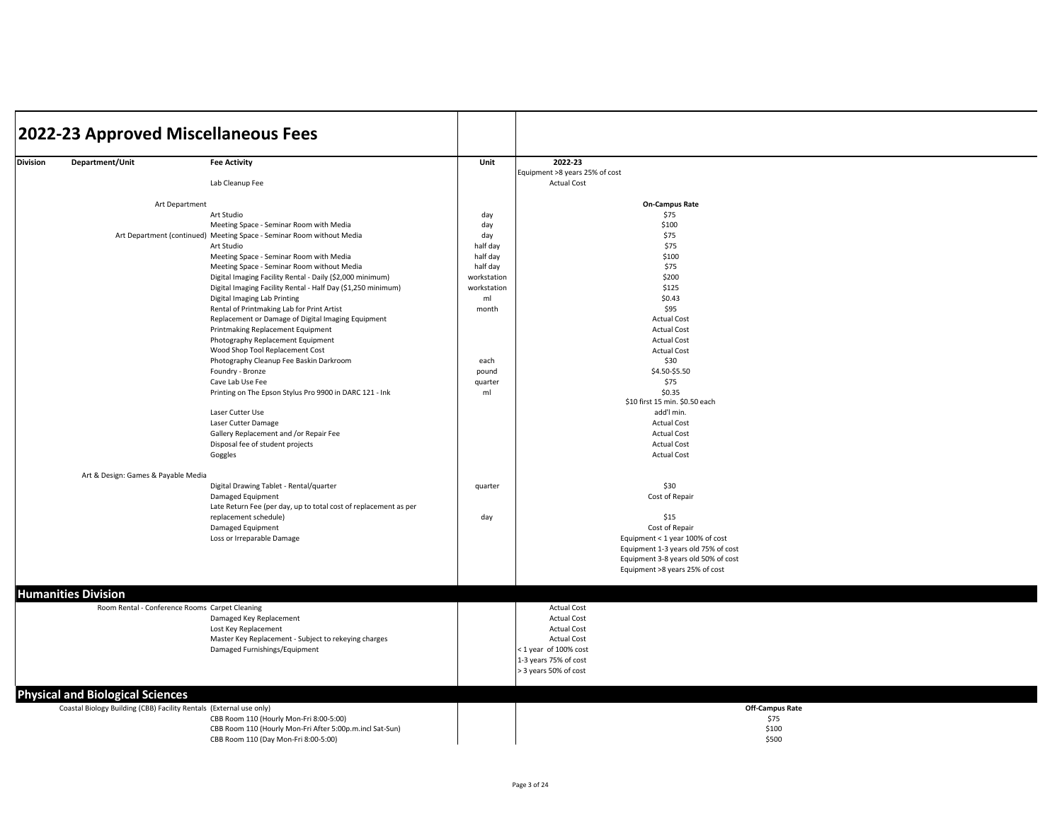# 2022-23 Approved Miscellaneous Fees

| Division | Department/Unit | Fee Activity | Unit | 2022-23 |
|---|---|---|---|---|
| | | | | Equipment >8 years 25% of cost |
| | | Lab Cleanup Fee | | Actual Cost |
| | Art Department | | | **On-Campus Rate** |
| | | Art Studio | day | $75 |
| | | Meeting Space - Seminar Room with Media | day | $100 |
| | Art Department (continued) | Meeting Space - Seminar Room without Media | day | $75 |
| | | Art Studio | half day | $75 |
| | | Meeting Space - Seminar Room with Media | half day | $100 |
| | | Meeting Space - Seminar Room without Media | half day | $75 |
| | | Digital Imaging Facility Rental - Daily ($2,000 minimum) | workstation | $200 |
| | | Digital Imaging Facility Rental - Half Day ($1,250 minimum) | workstation | $125 |
| | | Digital Imaging Lab Printing | ml | $0.43 |
| | | Rental of Printmaking Lab for Print Artist | month | $95 |
| | | Replacement or Damage of Digital Imaging Equipment | | Actual Cost |
| | | Printmaking Replacement Equipment | | Actual Cost |
| | | Photography Replacement Equipment | | Actual Cost |
| | | Wood Shop Tool Replacement Cost | | Actual Cost |
| | | Photography Cleanup Fee Baskin Darkroom | each | $30 |
| | | Foundry - Bronze | pound | $4.50-$5.50 |
| | | Cave Lab Use Fee | quarter | $75 |
| | | Printing on The Epson Stylus Pro 9900 in DARC 121 - Ink | ml | $0.35 |
| | | Laser Cutter Use | | $10 first 15 min. $0.50 each add'l min. |
| | | Laser Cutter Damage | | Actual Cost |
| | | Gallery Replacement and /or Repair Fee | | Actual Cost |
| | | Disposal fee of student projects | | Actual Cost |
| | | Goggles | | Actual Cost |
| | Art & Design: Games & Payable Media | | | |
| | | Digital Drawing Tablet - Rental/quarter | quarter | $30 |
| | | Damaged Equipment | | Cost of Repair |
| | | Late Return Fee (per day, up to total cost of replacement as per replacement schedule) | day | $15 |
| | | Damaged Equipment | | Cost of Repair |
| | | Loss or Irreparable Damage | | Equipment < 1 year 100% of cost |
| | | | | Equipment 1-3 years old 75% of cost |
| | | | | Equipment 3-8 years old 50% of cost |
| | | | | Equipment >8 years 25% of cost |
| **Humanities Division** | | | | |
| | Room Rental - Conference Rooms | Carpet Cleaning | | Actual Cost |
| | | Damaged Key Replacement | | Actual Cost |
| | | Lost Key Replacement | | Actual Cost |
| | | Master Key Replacement - Subject to rekeying charges | | Actual Cost |
| | | Damaged Furnishings/Equipment | | < 1 year of 100% cost |
| | | | | 1-3 years 75% of cost |
| | | | | > 3 years 50% of cost |
| **Physical and Biological Sciences** | | | | |
| | Coastal Biology Building (CBB) Facility Rentals (External use only) | | | **Off-Campus Rate** |
| | | CBB Room 110 (Hourly Mon-Fri 8:00-5:00) | | $75 |
| | | CBB Room 110 (Hourly Mon-Fri After 5:00p.m.incl Sat-Sun) | | $100 |
| | | CBB Room 110 (Day Mon-Fri 8:00-5:00) | | $500 |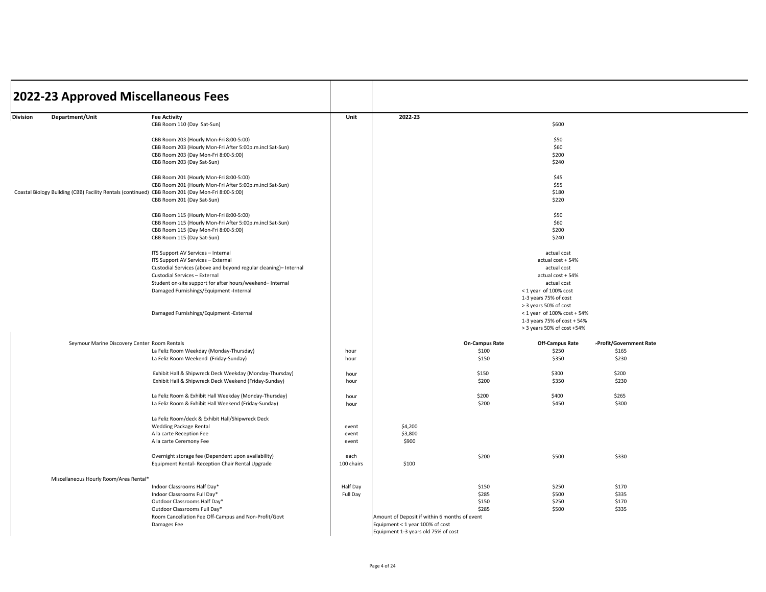# 2022-23 Approved Miscellaneous Fees

| Division | Department/Unit | Fee Activity | Unit | 2022-23 | | | |
|---|---|---|---|---|---|---|---|
| | Coastal Biology Building (CBB) Facility Rentals (continued) | CBB Room 110 (Day Sat-Sun) | | | | $600 | |
| | | CBB Room 203 (Hourly Mon-Fri 8:00-5:00) | | | | $50 | |
| | | CBB Room 203 (Hourly Mon-Fri After 5:00p.m.incl Sat-Sun) | | | | $60 | |
| | | CBB Room 203 (Day Mon-Fri 8:00-5:00) | | | | $200 | |
| | | CBB Room 203 (Day Sat-Sun) | | | | $240 | |
| | | CBB Room 201 (Hourly Mon-Fri 8:00-5:00) | | | | $45 | |
| | | CBB Room 201 (Hourly Mon-Fri After 5:00p.m.incl Sat-Sun) | | | | $55 | |
| | | CBB Room 201 (Day Mon-Fri 8:00-5:00) | | | | $180 | |
| | | CBB Room 201 (Day Sat-Sun) | | | | $220 | |
| | | CBB Room 115 (Hourly Mon-Fri 8:00-5:00) | | | | $50 | |
| | | CBB Room 115 (Hourly Mon-Fri After 5:00p.m.incl Sat-Sun) | | | | $60 | |
| | | CBB Room 115 (Day Mon-Fri 8:00-5:00) | | | | $200 | |
| | | CBB Room 115 (Day Sat-Sun) | | | | $240 | |
| | | ITS Support AV Services – Internal | | | | actual cost | |
| | | ITS Support AV Services – External | | | | actual cost + 54% | |
| | | Custodial Services (above and beyond regular cleaning)– Internal | | | | actual cost | |
| | | Custodial Services – External | | | | actual cost + 54% | |
| | | Student on-site support for after hours/weekend– Internal | | | | actual cost | |
| | | Damaged Furnishings/Equipment -Internal | | | | < 1 year of 100% cost<br>1-3 years 75% of cost<br>> 3 years 50% of cost | |
| | | Damaged Furnishings/Equipment -External | | | | < 1 year of 100% cost + 54%<br>1-3 years 75% of cost + 54%<br>> 3 years 50% of cost +54% | |
| | Seymour Marine Discovery Center | Room Rentals | | | On-Campus Rate | Off-Campus Rate | Non-Profit/Government Rate |
| | | La Feliz Room Weekday (Monday-Thursday) | hour | | $100 | $250 | $165 |
| | | La Feliz Room Weekend (Friday-Sunday) | hour | | $150 | $350 | $230 |
| | | Exhibit Hall & Shipwreck Deck Weekday (Monday-Thursday) | hour | | $150 | $300 | $200 |
| | | Exhibit Hall & Shipwreck Deck Weekend (Friday-Sunday) | hour | | $200 | $350 | $230 |
| | | La Feliz Room & Exhibit Hall Weekday (Monday-Thursday) | hour | | $200 | $400 | $265 |
| | | La Feliz Room & Exhibit Hall Weekend (Friday-Sunday) | hour | | $200 | $450 | $300 |
| | | La Feliz Room/deck & Exhibit Hall/Shipwreck Deck | | | | | |
| | | Wedding Package Rental | event | $4,200 | | | |
| | | A la carte Reception Fee | event | $3,800 | | | |
| | | A la carte Ceremony Fee | event | $900 | | | |
| | | Overnight storage fee (Dependent upon availability) | each | | $200 | $500 | $330 |
| | | Equipment Rental- Reception Chair Rental Upgrade | 100 chairs | $100 | | | |
| | Miscellaneous Hourly Room/Area Rental* | | | | | | |
| | | Indoor Classrooms Half Day* | Half Day | | $150 | $250 | $170 |
| | | Indoor Classrooms Full Day* | Full Day | | $285 | $500 | $335 |
| | | Outdoor Classrooms Half Day* | | | $150 | $250 | $170 |
| | | Outdoor Classrooms Full Day* | | | $285 | $500 | $335 |
| | | Room Cancellation Fee Off-Campus and Non-Profit/Govt | | Amount of Deposit if within 6 months of event | | | |
| | | Damages Fee | | Equipment < 1 year 100% of cost<br>Equipment 1-3 years old 75% of cost | | | |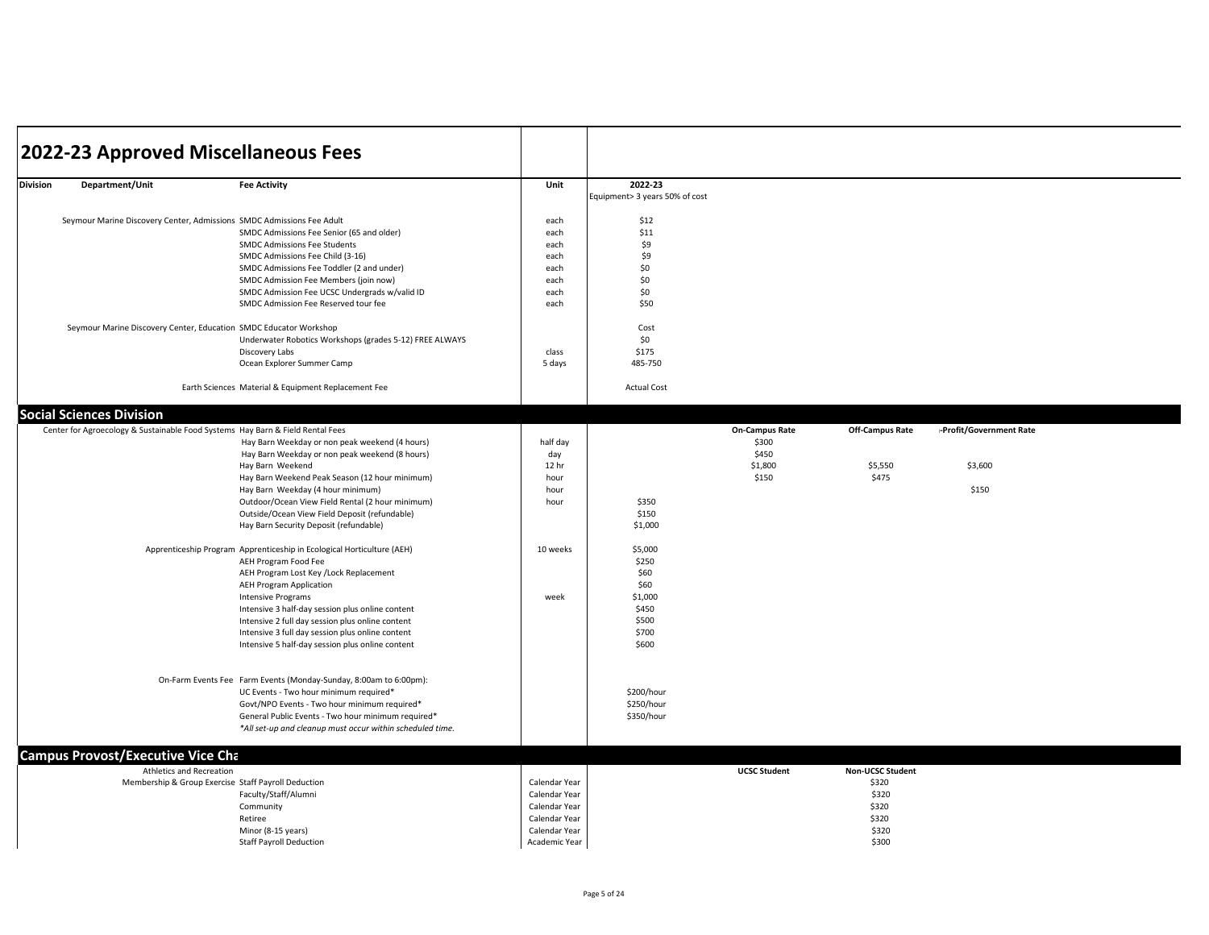# 2022-23 Approved Miscellaneous Fees

| Division | Department/Unit | Fee Activity | Unit | 2022-23 | | | |
|---|---|---|---|---|---|---|---|
| | | | | Equipment> 3 years 50% of cost | | | |
| | Seymour Marine Discovery Center, Admissions | SMDC Admissions Fee Adult | each | $12 | | | |
| | | SMDC Admissions Fee Senior (65 and older) | each | $11 | | | |
| | | SMDC Admissions Fee Students | each | $9 | | | |
| | | SMDC Admissions Fee Child (3-16) | each | $9 | | | |
| | | SMDC Admissions Fee Toddler (2 and under) | each | $0 | | | |
| | | SMDC Admission Fee Members (join now) | each | $0 | | | |
| | | SMDC Admission Fee UCSC Undergrads w/valid ID | each | $0 | | | |
| | | SMDC Admission Fee Reserved tour fee | each | $50 | | | |
| | Seymour Marine Discovery Center, Education | SMDC Educator Workshop | | Cost | | | |
| | | Underwater Robotics Workshops (grades 5-12) FREE ALWAYS | | $0 | | | |
| | | Discovery Labs | class | $175 | | | |
| | | Ocean Explorer Summer Camp | 5 days | 485-750 | | | |
| | Earth Sciences | Material & Equipment Replacement Fee | | Actual Cost | | | |
| **Social Sciences Division** | | | | | | | |
| | Center for Agroecology & Sustainable Food Systems | Hay Barn & Field Rental Fees | | | **On-Campus Rate** | **Off-Campus Rate** | **-Profit/Government Rate** |
| | | Hay Barn Weekday or non peak weekend (4 hours) | half day | | $300 | | |
| | | Hay Barn Weekday or non peak weekend (8 hours) | day | | $450 | | |
| | | Hay Barn Weekend | 12 hr | | $1,800 | $5,550 | $3,600 |
| | | Hay Barn Weekend Peak Season (12 hour minimum) | hour | | $150 | $475 | |
| | | Hay Barn Weekday (4 hour minimum) | hour | | | | $150 |
| | | Outdoor/Ocean View Field Rental (2 hour minimum) | hour | $350 | | | |
| | | Outside/Ocean View Field Deposit (refundable) | | $150 | | | |
| | | Hay Barn Security Deposit (refundable) | | $1,000 | | | |
| | Apprenticeship Program | Apprenticeship in Ecological Horticulture (AEH) | 10 weeks | $5,000 | | | |
| | | AEH Program Food Fee | | $250 | | | |
| | | AEH Program Lost Key /Lock Replacement | | $60 | | | |
| | | AEH Program Application | | $60 | | | |
| | | Intensive Programs | week | $1,000 | | | |
| | | Intensive 3 half-day session plus online content | | $450 | | | |
| | | Intensive 2 full day session plus online content | | $500 | | | |
| | | Intensive 3 full day session plus online content | | $700 | | | |
| | | Intensive 5 half-day session plus online content | | $600 | | | |
| | On-Farm Events Fee | Farm Events (Monday-Sunday, 8:00am to 6:00pm): | | | | | |
| | | UC Events - Two hour minimum required* | | $200/hour | | | |
| | | Govt/NPO Events - Two hour minimum required* | | $250/hour | | | |
| | | General Public Events - Two hour minimum required* | | $350/hour | | | |
| | | *All set-up and cleanup must occur within scheduled time.* | | | | | |
| **Campus Provost/Executive Vice Cha** | | | | | | | |
| | Athletics and Recreation | | | | **UCSC Student** | **Non-UCSC Student** | |
| | Membership & Group Exercise | Staff Payroll Deduction | Calendar Year | | | $320 | |
| | | Faculty/Staff/Alumni | Calendar Year | | | $320 | |
| | | Community | Calendar Year | | | $320 | |
| | | Retiree | Calendar Year | | | $320 | |
| | | Minor (8-15 years) | Calendar Year | | | $320 | |
| | | Staff Payroll Deduction | Academic Year | | | $300 | |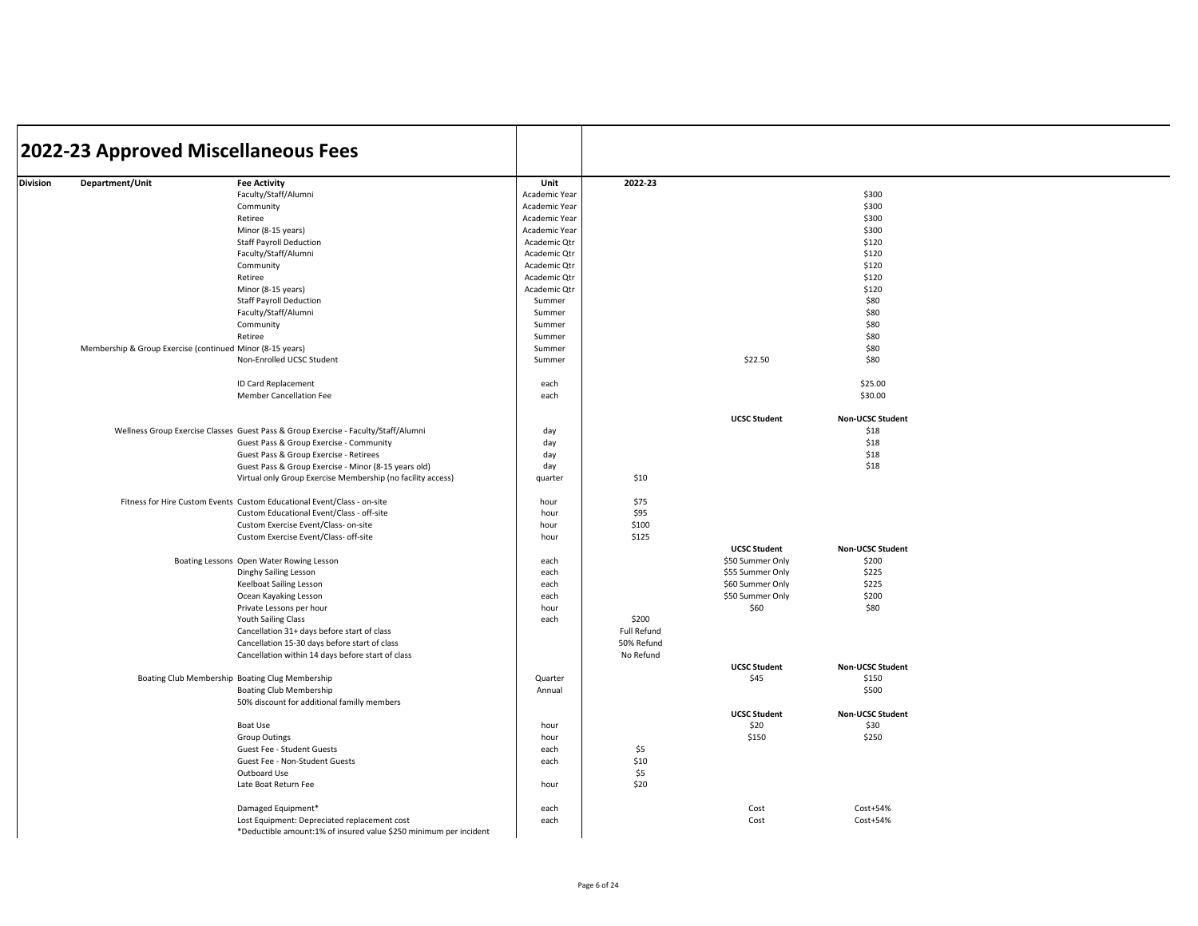# 2022-23 Approved Miscellaneous Fees

| Division | Department/Unit | Fee Activity | Unit | 2022-23 | | |
|---|---|---|---|---|---|---|
| | | Faculty/Staff/Alumni | Academic Year | | | $300 |
| | | Community | Academic Year | | | $300 |
| | | Retiree | Academic Year | | | $300 |
| | | Minor (8-15 years) | Academic Year | | | $300 |
| | | Staff Payroll Deduction | Academic Qtr | | | $120 |
| | | Faculty/Staff/Alumni | Academic Qtr | | | $120 |
| | | Community | Academic Qtr | | | $120 |
| | | Retiree | Academic Qtr | | | $120 |
| | | Minor (8-15 years) | Academic Qtr | | | $120 |
| | | Staff Payroll Deduction | Summer | | | $80 |
| | | Faculty/Staff/Alumni | Summer | | | $80 |
| | | Community | Summer | | | $80 |
| | | Retiree | Summer | | | $80 |
| | Membership & Group Exercise (continued | Minor (8-15 years) | Summer | | | $80 |
| | | Non-Enrolled UCSC Student | Summer | | $22.50 | $80 |
| | | | | | | |
| | | ID Card Replacement | each | | | $25.00 |
| | | Member Cancellation Fee | each | | | $30.00 |
| | | | | | | |
| | | | | | **UCSC Student** | **Non-UCSC Student** |
| | Wellness Group Exercise Classes | Guest Pass & Group Exercise - Faculty/Staff/Alumni | day | | | $18 |
| | | Guest Pass & Group Exercise - Community | day | | | $18 |
| | | Guest Pass & Group Exercise - Retirees | day | | | $18 |
| | | Guest Pass & Group Exercise - Minor (8-15 years old) | day | | | $18 |
| | | Virtual only Group Exercise Membership (no facility access) | quarter | $10 | | |
| | | | | | | |
| | Fitness for Hire Custom Events | Custom Educational Event/Class - on-site | hour | $75 | | |
| | | Custom Educational Event/Class - off-site | hour | $95 | | |
| | | Custom Exercise Event/Class- on-site | hour | $100 | | |
| | | Custom Exercise Event/Class- off-site | hour | $125 | | |
| | | | | | **UCSC Student** | **Non-UCSC Student** |
| | Boating Lessons | Open Water Rowing Lesson | each | | $50 Summer Only | $200 |
| | | Dinghy Sailing Lesson | each | | $55 Summer Only | $225 |
| | | Keelboat Sailing Lesson | each | | $60 Summer Only | $225 |
| | | Ocean Kayaking Lesson | each | | $50 Summer Only | $200 |
| | | Private Lessons per hour | hour | | $60 | $80 |
| | | Youth Sailing Class | each | $200 | | |
| | | Cancellation 31+ days before start of class | | Full Refund | | |
| | | Cancellation 15-30 days before start of class | | 50% Refund | | |
| | | Cancellation within 14 days before start of class | | No Refund | | |
| | | | | | **UCSC Student** | **Non-UCSC Student** |
| | Boating Club Membership | Boating Clug Membership | Quarter | | $45 | $150 |
| | | Boating Club Membership | Annual | | | $500 |
| | | 50% discount for additional familly members | | | | |
| | | | | | **UCSC Student** | **Non-UCSC Student** |
| | | Boat Use | hour | | $20 | $30 |
| | | Group Outings | hour | | $150 | $250 |
| | | Guest Fee - Student Guests | each | $5 | | |
| | | Guest Fee - Non-Student Guests | each | $10 | | |
| | | Outboard Use | | $5 | | |
| | | Late Boat Return Fee | hour | $20 | | |
| | | | | | | |
| | | Damaged Equipment* | each | | Cost | Cost+54% |
| | | Lost Equipment: Depreciated replacement cost | each | | Cost | Cost+54% |
| | | *Deductible amount:1% of insured value $250 minimum per incident | | | | |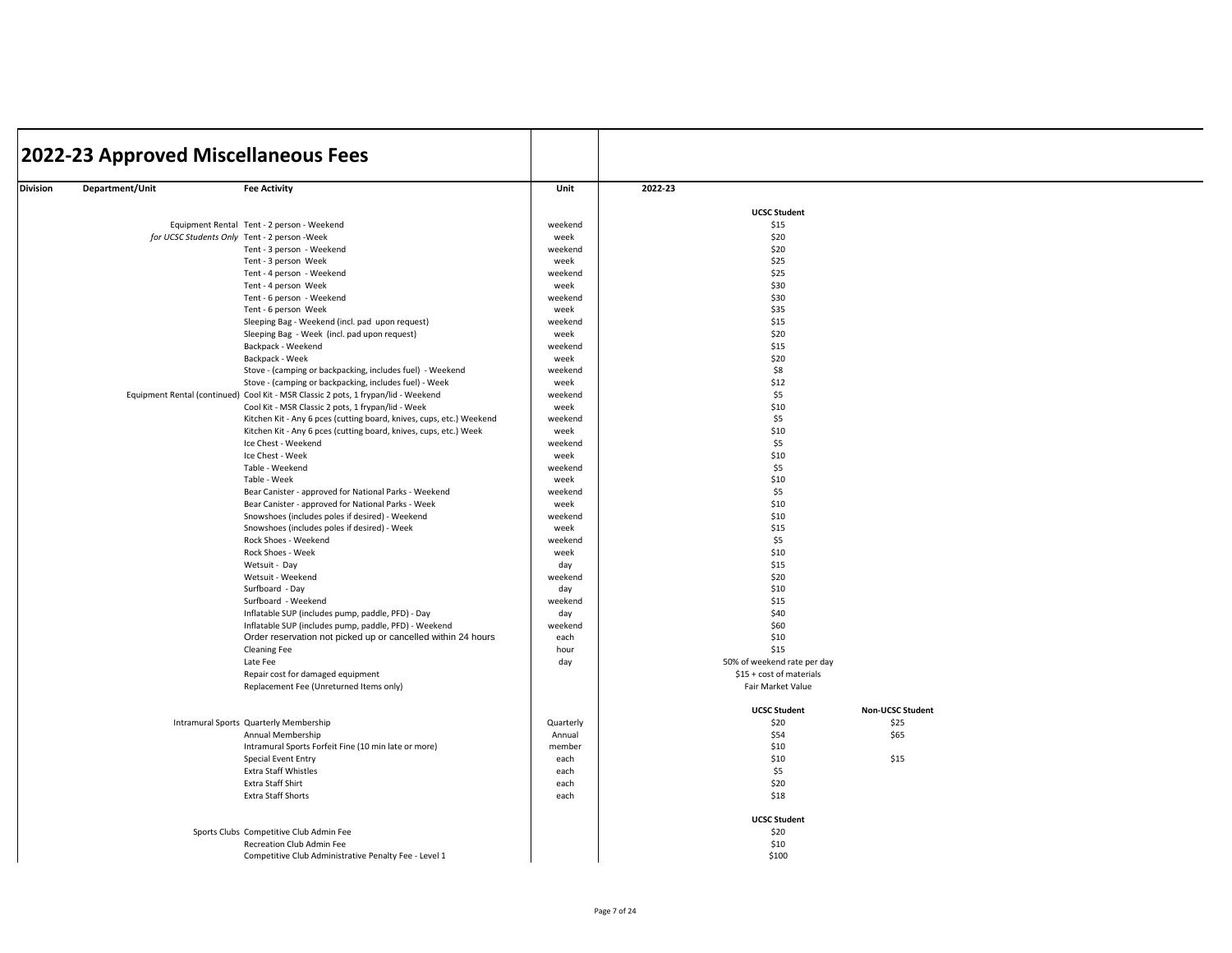# 2022-23 Approved Miscellaneous Fees

| Division | Department/Unit | Fee Activity | Unit | 2022-23 | |
|---|---|---|---|---|---|
| | | | | **UCSC Student** | |
| | Equipment Rental | Tent - 2 person - Weekend | weekend | $15 | |
| | *for UCSC Students Only* | Tent - 2 person -Week | week | $20 | |
| | | Tent - 3 person - Weekend | weekend | $20 | |
| | | Tent - 3 person Week | week | $25 | |
| | | Tent - 4 person - Weekend | weekend | $25 | |
| | | Tent - 4 person Week | week | $30 | |
| | | Tent - 6 person - Weekend | weekend | $30 | |
| | | Tent - 6 person Week | week | $35 | |
| | | Sleeping Bag - Weekend (incl. pad upon request) | weekend | $15 | |
| | | Sleeping Bag - Week (incl. pad upon request) | week | $20 | |
| | | Backpack - Weekend | weekend | $15 | |
| | | Backpack - Week | week | $20 | |
| | | Stove - (camping or backpacking, includes fuel) - Weekend | weekend | $8 | |
| | | Stove - (camping or backpacking, includes fuel) - Week | week | $12 | |
| | Equipment Rental (continued) | Cool Kit - MSR Classic 2 pots, 1 frypan/lid - Weekend | weekend | $5 | |
| | | Cool Kit - MSR Classic 2 pots, 1 frypan/lid - Week | week | $10 | |
| | | Kitchen Kit - Any 6 pces (cutting board, knives, cups, etc.) Weekend | weekend | $5 | |
| | | Kitchen Kit - Any 6 pces (cutting board, knives, cups, etc.) Week | week | $10 | |
| | | Ice Chest - Weekend | weekend | $5 | |
| | | Ice Chest - Week | week | $10 | |
| | | Table - Weekend | weekend | $5 | |
| | | Table - Week | week | $10 | |
| | | Bear Canister - approved for National Parks - Weekend | weekend | $5 | |
| | | Bear Canister - approved for National Parks - Week | week | $10 | |
| | | Snowshoes (includes poles if desired) - Weekend | weekend | $10 | |
| | | Snowshoes (includes poles if desired) - Week | week | $15 | |
| | | Rock Shoes - Weekend | weekend | $5 | |
| | | Rock Shoes - Week | week | $10 | |
| | | Wetsuit - Day | day | $15 | |
| | | Wetsuit - Weekend | weekend | $20 | |
| | | Surfboard - Day | day | $10 | |
| | | Surfboard - Weekend | weekend | $15 | |
| | | Inflatable SUP (includes pump, paddle, PFD) - Day | day | $40 | |
| | | Inflatable SUP (includes pump, paddle, PFD) - Weekend | weekend | $60 | |
| | | Order reservation not picked up or cancelled within 24 hours | each | $10 | |
| | | Cleaning Fee | hour | $15 | |
| | | Late Fee | day | 50% of weekend rate per day | |
| | | Repair cost for damaged equipment | | $15 + cost of materials | |
| | | Replacement Fee (Unreturned Items only) | | Fair Market Value | |
| | | | | **UCSC Student** | **Non-UCSC Student** |
| | Intramural Sports | Quarterly Membership | Quarterly | $20 | $25 |
| | | Annual Membership | Annual | $54 | $65 |
| | | Intramural Sports Forfeit Fine (10 min late or more) | member | $10 | |
| | | Special Event Entry | each | $10 | $15 |
| | | Extra Staff Whistles | each | $5 | |
| | | Extra Staff Shirt | each | $20 | |
| | | Extra Staff Shorts | each | $18 | |
| | | | | **UCSC Student** | |
| | Sports Clubs | Competitive Club Admin Fee | | $20 | |
| | | Recreation Club Admin Fee | | $10 | |
| | | Competitive Club Administrative Penalty Fee - Level 1 | | $100 | |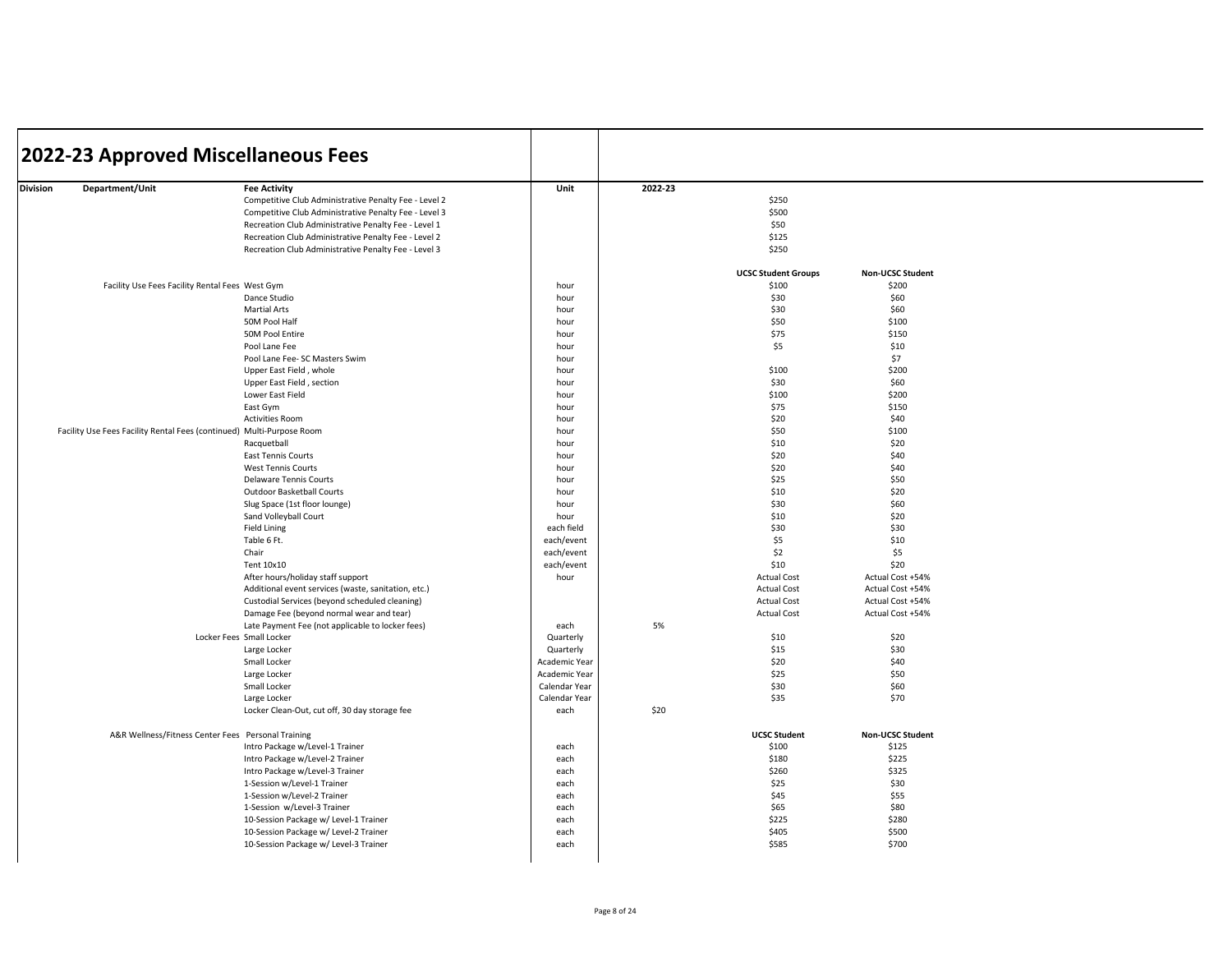# 2022-23 Approved Miscellaneous Fees

| Division | Department/Unit | Fee Activity | Unit | 2022-23 | | |
|---|---|---|---|---|---|---|
| | | Competitive Club Administrative Penalty Fee - Level 2 | | | $250 | |
| | | Competitive Club Administrative Penalty Fee - Level 3 | | | $500 | |
| | | Recreation Club Administrative Penalty Fee - Level 1 | | | $50 | |
| | | Recreation Club Administrative Penalty Fee - Level 2 | | | $125 | |
| | | Recreation Club Administrative Penalty Fee - Level 3 | | | $250 | |
| | | | | | **UCSC Student Groups** | **Non-UCSC Student** |
| | Facility Use Fees Facility Rental Fees | West Gym | hour | | $100 | $200 |
| | | Dance Studio | hour | | $30 | $60 |
| | | Martial Arts | hour | | $30 | $60 |
| | | 50M Pool Half | hour | | $50 | $100 |
| | | 50M Pool Entire | hour | | $75 | $150 |
| | | Pool Lane Fee | hour | | $5 | $10 |
| | | Pool Lane Fee- SC Masters Swim | hour | | | $7 |
| | | Upper East Field , whole | hour | | $100 | $200 |
| | | Upper East Field , section | hour | | $30 | $60 |
| | | Lower East Field | hour | | $100 | $200 |
| | | East Gym | hour | | $75 | $150 |
| | | Activities Room | hour | | $20 | $40 |
| | Facility Use Fees Facility Rental Fees (continued) | Multi-Purpose Room | hour | | $50 | $100 |
| | | Racquetball | hour | | $10 | $20 |
| | | East Tennis Courts | hour | | $20 | $40 |
| | | West Tennis Courts | hour | | $20 | $40 |
| | | Delaware Tennis Courts | hour | | $25 | $50 |
| | | Outdoor Basketball Courts | hour | | $10 | $20 |
| | | Slug Space (1st floor lounge) | hour | | $30 | $60 |
| | | Sand Volleyball Court | hour | | $10 | $20 |
| | | Field Lining | each field | | $30 | $30 |
| | | Table 6 Ft. | each/event | | $5 | $10 |
| | | Chair | each/event | | $2 | $5 |
| | | Tent 10x10 | each/event | | $10 | $20 |
| | | After hours/holiday staff support | hour | | Actual Cost | Actual Cost +54% |
| | | Additional event services (waste, sanitation, etc.) | | | Actual Cost | Actual Cost +54% |
| | | Custodial Services (beyond scheduled cleaning) | | | Actual Cost | Actual Cost +54% |
| | | Damage Fee (beyond normal wear and tear) | | | Actual Cost | Actual Cost +54% |
| | | Late Payment Fee (not applicable to locker fees) | each | 5% | | |
| | Locker Fees | Small Locker | Quarterly | | $10 | $20 |
| | | Large Locker | Quarterly | | $15 | $30 |
| | | Small Locker | Academic Year | | $20 | $40 |
| | | Large Locker | Academic Year | | $25 | $50 |
| | | Small Locker | Calendar Year | | $30 | $60 |
| | | Large Locker | Calendar Year | | $35 | $70 |
| | | Locker Clean-Out, cut off, 30 day storage fee | each | $20 | | |
| | | | | | **UCSC Student** | **Non-UCSC Student** |
| | A&R Wellness/Fitness Center Fees | Personal Training | | | | |
| | | Intro Package w/Level-1 Trainer | each | | $100 | $125 |
| | | Intro Package w/Level-2 Trainer | each | | $180 | $225 |
| | | Intro Package w/Level-3 Trainer | each | | $260 | $325 |
| | | 1-Session w/Level-1 Trainer | each | | $25 | $30 |
| | | 1-Session w/Level-2 Trainer | each | | $45 | $55 |
| | | 1-Session w/Level-3 Trainer | each | | $65 | $80 |
| | | 10-Session Package w/ Level-1 Trainer | each | | $225 | $280 |
| | | 10-Session Package w/ Level-2 Trainer | each | | $405 | $500 |
| | | 10-Session Package w/ Level-3 Trainer | each | | $585 | $700 |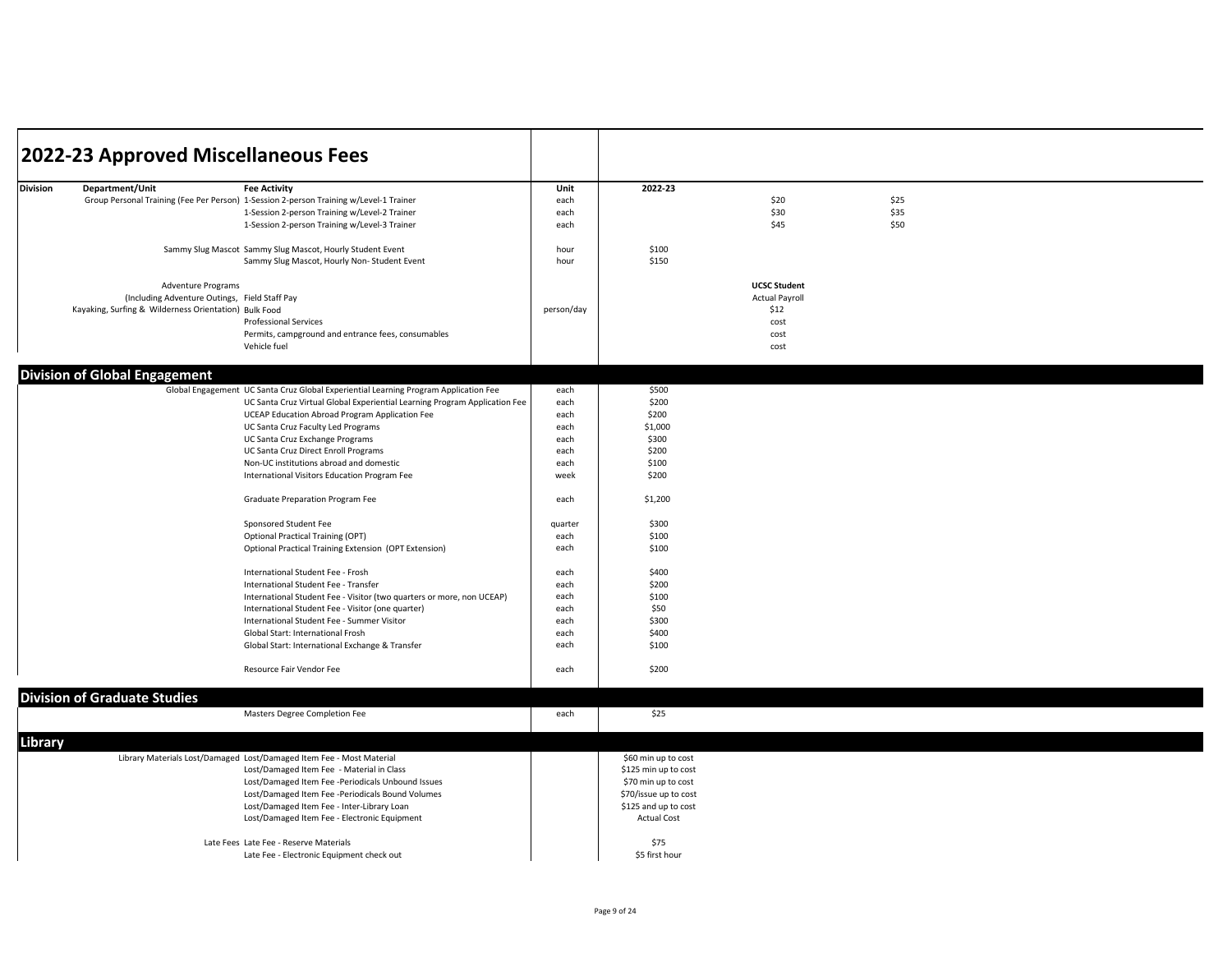# 2022-23 Approved Miscellaneous Fees

| Division | Department/Unit | Fee Activity | Unit | 2022-23 | | |
|---|---|---|---|---|---|---|
| | Group Personal Training (Fee Per Person) | 1-Session 2-person Training w/Level-1 Trainer | each | | $20 | $25 |
| | | 1-Session 2-person Training w/Level-2 Trainer | each | | $30 | $35 |
| | | 1-Session 2-person Training w/Level-3 Trainer | each | | $45 | $50 |
| | Sammy Slug Mascot | Sammy Slug Mascot, Hourly Student Event | hour | $100 | | |
| | | Sammy Slug Mascot, Hourly Non- Student Event | hour | $150 | | |
| | Adventure Programs | | | | **UCSC Student** | |
| | (Including Adventure Outings, | Field Staff Pay | | | Actual Payroll | |
| | Kayaking, Surfing & Wilderness Orientation) | Bulk Food | person/day | | $12 | |
| | | Professional Services | | | cost | |
| | | Permits, campground and entrance fees, consumables | | | cost | |
| | | Vehicle fuel | | | cost | |
| **Division of Global Engagement** | | | | | | |
| | Global Engagement | UC Santa Cruz Global Experiential Learning Program Application Fee | each | $500 | | |
| | | UC Santa Cruz Virtual Global Experiential Learning Program Application Fee | each | $200 | | |
| | | UCEAP Education Abroad Program Application Fee | each | $200 | | |
| | | UC Santa Cruz Faculty Led Programs | each | $1,000 | | |
| | | UC Santa Cruz Exchange Programs | each | $300 | | |
| | | UC Santa Cruz Direct Enroll Programs | each | $200 | | |
| | | Non-UC institutions abroad and domestic | each | $100 | | |
| | | International Visitors Education Program Fee | week | $200 | | |
| | | Graduate Preparation Program Fee | each | $1,200 | | |
| | | Sponsored Student Fee | quarter | $300 | | |
| | | Optional Practical Training (OPT) | each | $100 | | |
| | | Optional Practical Training Extension (OPT Extension) | each | $100 | | |
| | | International Student Fee - Frosh | each | $400 | | |
| | | International Student Fee - Transfer | each | $200 | | |
| | | International Student Fee - Visitor (two quarters or more, non UCEAP) | each | $100 | | |
| | | International Student Fee - Visitor (one quarter) | each | $50 | | |
| | | International Student Fee - Summer Visitor | each | $300 | | |
| | | Global Start: International Frosh | each | $400 | | |
| | | Global Start: International Exchange & Transfer | each | $100 | | |
| | | Resource Fair Vendor Fee | each | $200 | | |
| **Division of Graduate Studies** | | | | | | |
| | | Masters Degree Completion Fee | each | $25 | | |
| **Library** | | | | | | |
| | Library Materials Lost/Damaged | Lost/Damaged Item Fee - Most Material | | $60 min up to cost | | |
| | | Lost/Damaged Item Fee - Material in Class | | $125 min up to cost | | |
| | | Lost/Damaged Item Fee -Periodicals Unbound Issues | | $70 min up to cost | | |
| | | Lost/Damaged Item Fee -Periodicals Bound Volumes | | $70/issue up to cost | | |
| | | Lost/Damaged Item Fee - Inter-Library Loan | | $125 and up to cost | | |
| | | Lost/Damaged Item Fee - Electronic Equipment | | Actual Cost | | |
| | Late Fees | Late Fee - Reserve Materials | | $75 | | |
| | | Late Fee - Electronic Equipment check out | | $5 first hour | | |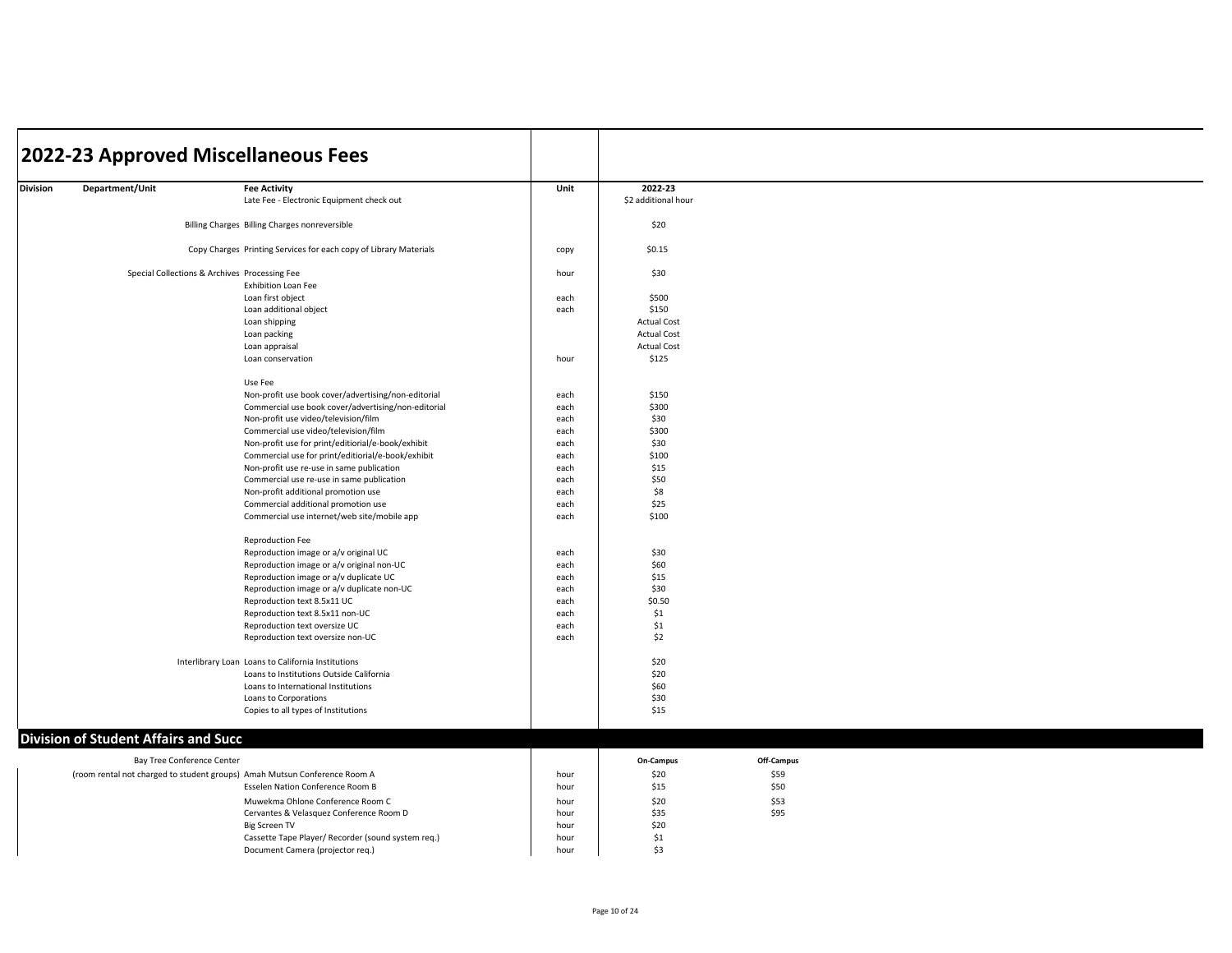# 2022-23 Approved Miscellaneous Fees

| Division | Department/Unit | Fee Activity | Unit | 2022-23 | |
|---|---|---|---|---|---|
| | | Late Fee - Electronic Equipment check out | | $2 additional hour | |
| | Billing Charges | Billing Charges nonreversible | | $20 | |
| | Copy Charges | Printing Services for each copy of Library Materials | copy | $0.15 | |
| | Special Collections & Archives | Processing Fee | hour | $30 | |
| | | Exhibition Loan Fee | | | |
| | | Loan first object | each | $500 | |
| | | Loan additional object | each | $150 | |
| | | Loan shipping | | Actual Cost | |
| | | Loan packing | | Actual Cost | |
| | | Loan appraisal | | Actual Cost | |
| | | Loan conservation | hour | $125 | |
| | | Use Fee | | | |
| | | Non-profit use book cover/advertising/non-editorial | each | $150 | |
| | | Commercial use book cover/advertising/non-editorial | each | $300 | |
| | | Non-profit use video/television/film | each | $30 | |
| | | Commercial use video/television/film | each | $300 | |
| | | Non-profit use for print/editiorial/e-book/exhibit | each | $30 | |
| | | Commercial use for print/editiorial/e-book/exhibit | each | $100 | |
| | | Non-profit use re-use in same publication | each | $15 | |
| | | Commercial use re-use in same publication | each | $50 | |
| | | Non-profit additional promotion use | each | $8 | |
| | | Commercial additional promotion use | each | $25 | |
| | | Commercial use internet/web site/mobile app | each | $100 | |
| | | Reproduction Fee | | | |
| | | Reproduction image or a/v original UC | each | $30 | |
| | | Reproduction image or a/v original non-UC | each | $60 | |
| | | Reproduction image or a/v duplicate UC | each | $15 | |
| | | Reproduction image or a/v duplicate non-UC | each | $30 | |
| | | Reproduction text 8.5x11 UC | each | $0.50 | |
| | | Reproduction text 8.5x11 non-UC | each | $1 | |
| | | Reproduction text oversize UC | each | $1 | |
| | | Reproduction text oversize non-UC | each | $2 | |
| | Interlibrary Loan | Loans to California Institutions | | $20 | |
| | | Loans to Institutions Outside California | | $20 | |
| | | Loans to International Institutions | | $60 | |
| | | Loans to Corporations | | $30 | |
| | | Copies to all types of Institutions | | $15 | |

## Division of Student Affairs and Succ

| Division | Department/Unit | Fee Activity | Unit | On-Campus | Off-Campus |
|---|---|---|---|---|---|
| | Bay Tree Conference Center | | | | |
| | (room rental not charged to student groups) | Amah Mutsun Conference Room A | hour | $20 | $59 |
| | | Esselen Nation Conference Room B | hour | $15 | $50 |
| | | Muwekma Ohlone Conference Room C | hour | $20 | $53 |
| | | Cervantes & Velasquez Conference Room D | hour | $35 | $95 |
| | | Big Screen TV | hour | $20 | |
| | | Cassette Tape Player/ Recorder (sound system req.) | hour | $1 | |
| | | Document Camera (projector req.) | hour | $3 | |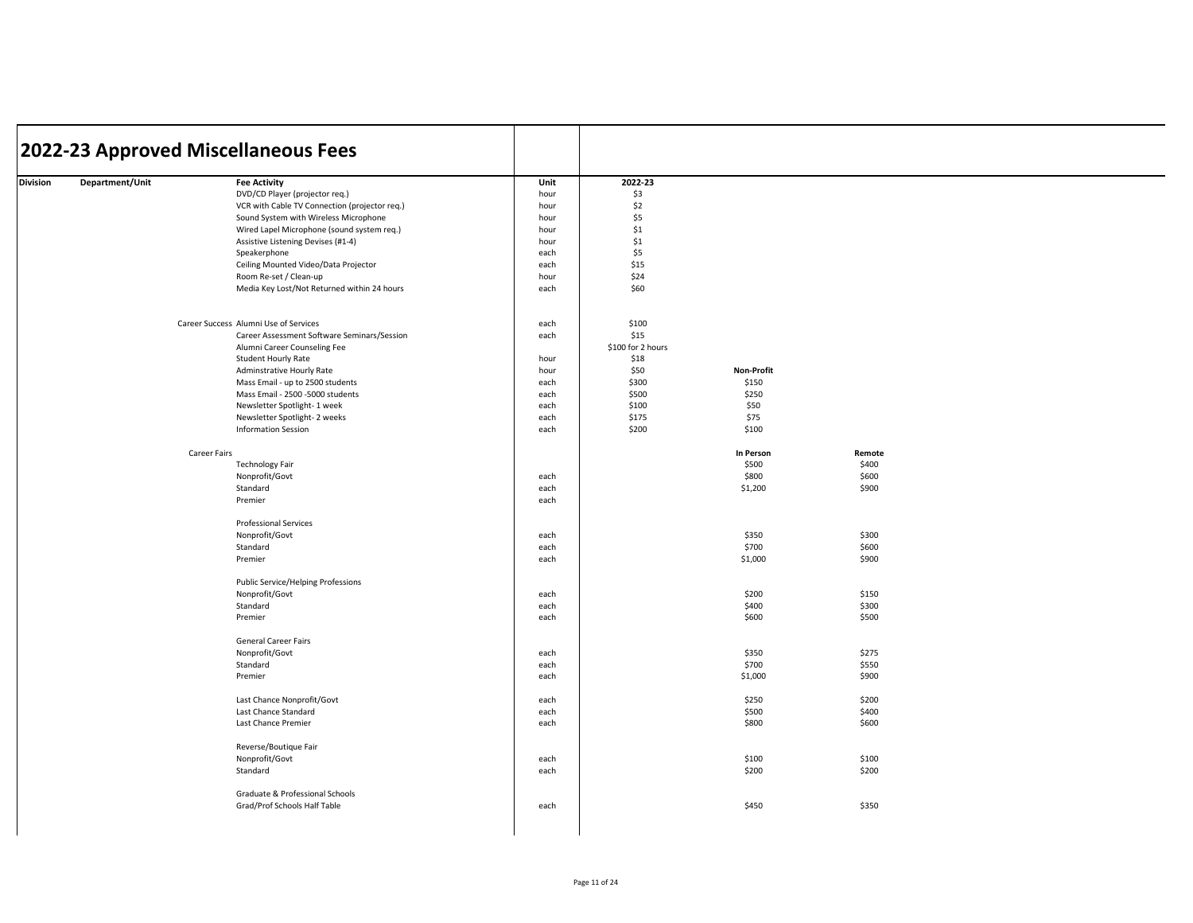# 2022-23 Approved Miscellaneous Fees

| Division | Department/Unit | Fee Activity | Unit | 2022-23 | | |
|---|---|---|---|---|---|---|
| | | DVD/CD Player (projector req.) | hour | $3 | | |
| | | VCR with Cable TV Connection (projector req.) | hour | $2 | | |
| | | Sound System with Wireless Microphone | hour | $5 | | |
| | | Wired Lapel Microphone (sound system req.) | hour | $1 | | |
| | | Assistive Listening Devises (#1-4) | hour | $1 | | |
| | | Speakerphone | each | $5 | | |
| | | Ceiling Mounted Video/Data Projector | each | $15 | | |
| | | Room Re-set / Clean-up | hour | $24 | | |
| | | Media Key Lost/Not Returned within 24 hours | each | $60 | | |
| | | | | | | |
| | Career Success | Alumni Use of Services | each | $100 | | |
| | | Career Assessment Software Seminars/Session | each | $15 | | |
| | | Alumni Career Counseling Fee | | $100 for 2 hours | | |
| | | Student Hourly Rate | hour | $18 | | |
| | | Adminstrative Hourly Rate | hour | $50 | **Non-Profit** | |
| | | Mass Email - up to 2500 students | each | $300 | $150 | |
| | | Mass Email - 2500 -5000 students | each | $500 | $250 | |
| | | Newsletter Spotlight- 1 week | each | $100 | $50 | |
| | | Newsletter Spotlight- 2 weeks | each | $175 | $75 | |
| | | Information Session | each | $200 | $100 | |
| | | | | | | |
| | Career Fairs | | | | **In Person** | **Remote** |
| | | Technology Fair | | | $500 | $400 |
| | | Nonprofit/Govt | each | | $800 | $600 |
| | | Standard | each | | $1,200 | $900 |
| | | Premier | each | | | |
| | | | | | | |
| | | Professional Services | | | | |
| | | Nonprofit/Govt | each | | $350 | $300 |
| | | Standard | each | | $700 | $600 |
| | | Premier | each | | $1,000 | $900 |
| | | | | | | |
| | | Public Service/Helping Professions | | | | |
| | | Nonprofit/Govt | each | | $200 | $150 |
| | | Standard | each | | $400 | $300 |
| | | Premier | each | | $600 | $500 |
| | | | | | | |
| | | General Career Fairs | | | | |
| | | Nonprofit/Govt | each | | $350 | $275 |
| | | Standard | each | | $700 | $550 |
| | | Premier | each | | $1,000 | $900 |
| | | | | | | |
| | | Last Chance Nonprofit/Govt | each | | $250 | $200 |
| | | Last Chance Standard | each | | $500 | $400 |
| | | Last Chance Premier | each | | $800 | $600 |
| | | | | | | |
| | | Reverse/Boutique Fair | | | | |
| | | Nonprofit/Govt | each | | $100 | $100 |
| | | Standard | each | | $200 | $200 |
| | | | | | | |
| | | Graduate & Professional Schools | | | | |
| | | Grad/Prof Schools Half Table | each | | $450 | $350 |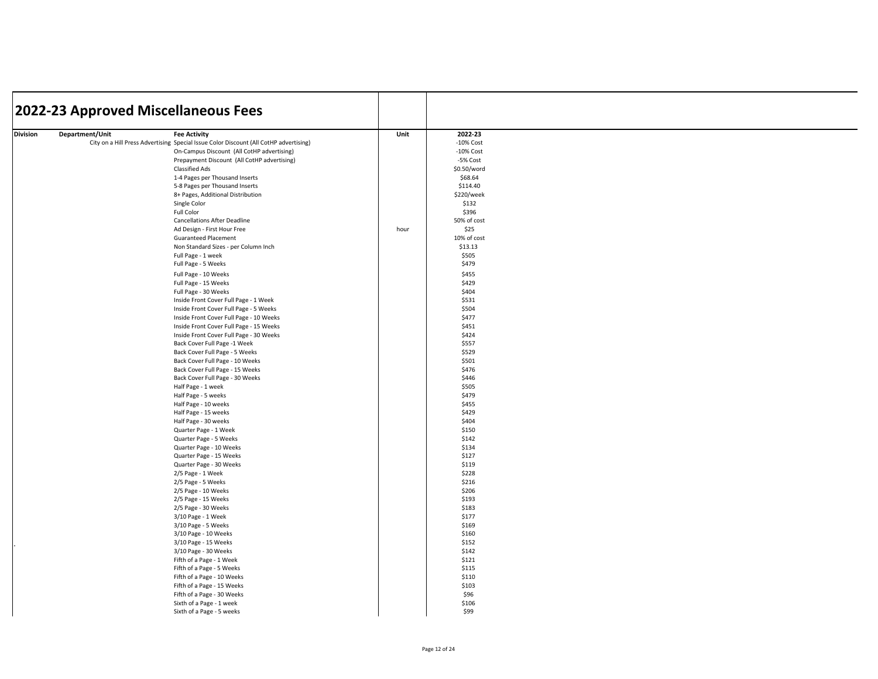## 2022-23 Approved Miscellaneous Fees

| Division | Department/Unit | Fee Activity | Unit | 2022-23 |
|---|---|---|---|---|
| | City on a Hill Press Advertising | Special Issue Color Discount (All CotHP advertising) | | -10% Cost |
| | | On-Campus Discount (All CotHP advertising) | | -10% Cost |
| | | Prepayment Discount (All CotHP advertising) | | -5% Cost |
| | | Classified Ads | | $0.50/word |
| | | 1-4 Pages per Thousand Inserts | | $68.64 |
| | | 5-8 Pages per Thousand Inserts | | $114.40 |
| | | 8+ Pages, Additional Distribution | | $220/week |
| | | Single Color | | $132 |
| | | Full Color | | $396 |
| | | Cancellations After Deadline | | 50% of cost |
| | | Ad Design - First Hour Free | hour | $25 |
| | | Guaranteed Placement | | 10% of cost |
| | | Non Standard Sizes - per Column Inch | | $13.13 |
| | | Full Page - 1 week | | $505 |
| | | Full Page - 5 Weeks | | $479 |
| | | Full Page - 10 Weeks | | $455 |
| | | Full Page - 15 Weeks | | $429 |
| | | Full Page - 30 Weeks | | $404 |
| | | Inside Front Cover Full Page - 1 Week | | $531 |
| | | Inside Front Cover Full Page - 5 Weeks | | $504 |
| | | Inside Front Cover Full Page - 10 Weeks | | $477 |
| | | Inside Front Cover Full Page - 15 Weeks | | $451 |
| | | Inside Front Cover Full Page - 30 Weeks | | $424 |
| | | Back Cover Full Page -1 Week | | $557 |
| | | Back Cover Full Page - 5 Weeks | | $529 |
| | | Back Cover Full Page - 10 Weeks | | $501 |
| | | Back Cover Full Page - 15 Weeks | | $476 |
| | | Back Cover Full Page - 30 Weeks | | $446 |
| | | Half Page - 1 week | | $505 |
| | | Half Page - 5 weeks | | $479 |
| | | Half Page - 10 weeks | | $455 |
| | | Half Page - 15 weeks | | $429 |
| | | Half Page - 30 weeks | | $404 |
| | | Quarter Page - 1 Week | | $150 |
| | | Quarter Page - 5 Weeks | | $142 |
| | | Quarter Page - 10 Weeks | | $134 |
| | | Quarter Page - 15 Weeks | | $127 |
| | | Quarter Page - 30 Weeks | | $119 |
| | | 2/5 Page - 1 Week | | $228 |
| | | 2/5 Page - 5 Weeks | | $216 |
| | | 2/5 Page - 10 Weeks | | $206 |
| | | 2/5 Page - 15 Weeks | | $193 |
| | | 2/5 Page - 30 Weeks | | $183 |
| | | 3/10 Page - 1 Week | | $177 |
| | | 3/10 Page - 5 Weeks | | $169 |
| | | 3/10 Page - 10 Weeks | | $160 |
| | | 3/10 Page - 15 Weeks | | $152 |
| | | 3/10 Page - 30 Weeks | | $142 |
| | | Fifth of a Page - 1 Week | | $121 |
| | | Fifth of a Page - 5 Weeks | | $115 |
| | | Fifth of a Page - 10 Weeks | | $110 |
| | | Fifth of a Page - 15 Weeks | | $103 |
| | | Fifth of a Page - 30 Weeks | | $96 |
| | | Sixth of a Page - 1 week | | $106 |
| | | Sixth of a Page - 5 weeks | | $99 |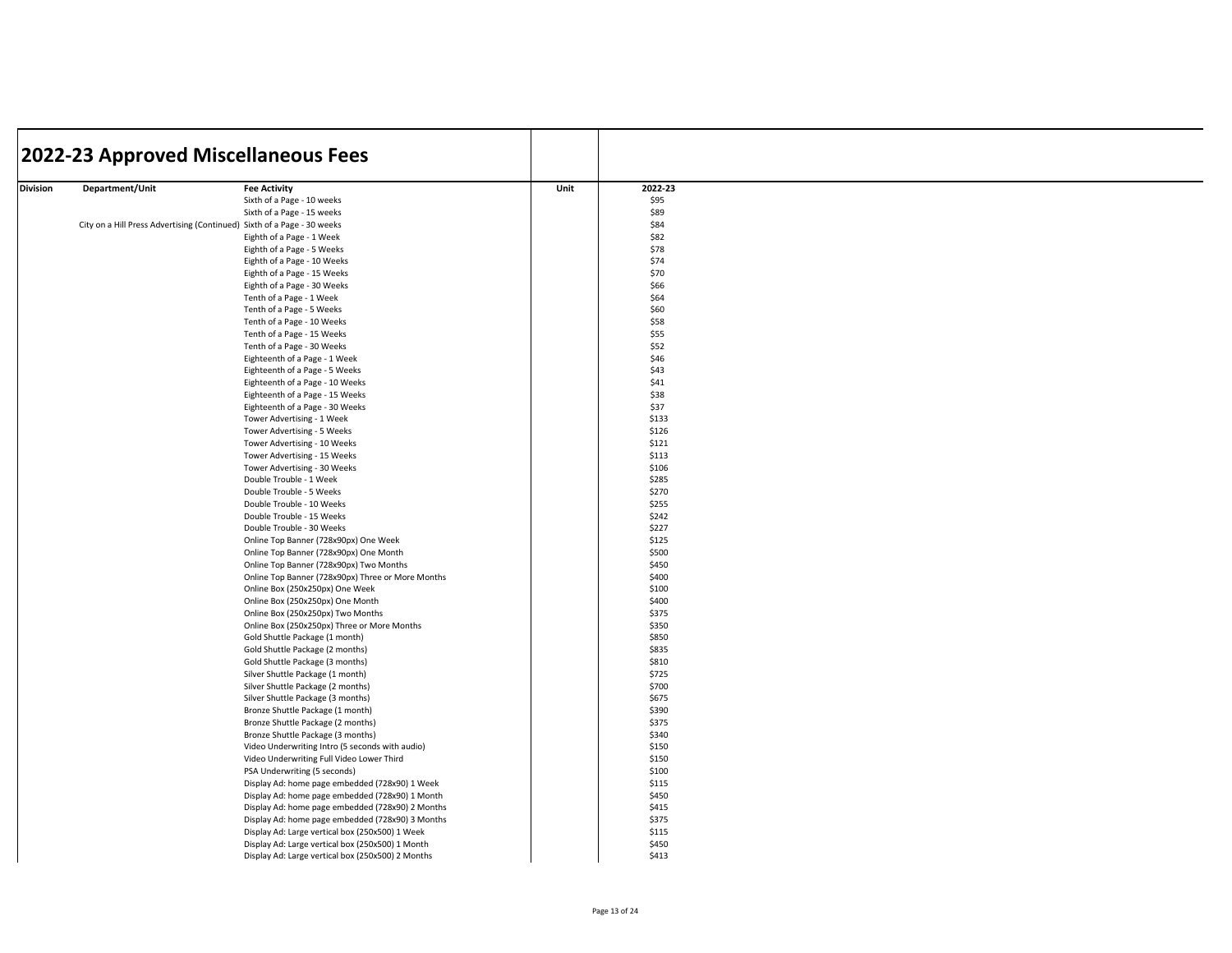# 2022-23 Approved Miscellaneous Fees

| Division | Department/Unit | Fee Activity | Unit | 2022-23 |
|---|---|---|---|---|
| | | Sixth of a Page - 10 weeks | | $95 |
| | | Sixth of a Page - 15 weeks | | $89 |
| | City on a Hill Press Advertising (Continued) | Sixth of a Page - 30 weeks | | $84 |
| | | Eighth of a Page - 1 Week | | $82 |
| | | Eighth of a Page - 5 Weeks | | $78 |
| | | Eighth of a Page - 10 Weeks | | $74 |
| | | Eighth of a Page - 15 Weeks | | $70 |
| | | Eighth of a Page - 30 Weeks | | $66 |
| | | Tenth of a Page - 1 Week | | $64 |
| | | Tenth of a Page - 5 Weeks | | $60 |
| | | Tenth of a Page - 10 Weeks | | $58 |
| | | Tenth of a Page - 15 Weeks | | $55 |
| | | Tenth of a Page - 30 Weeks | | $52 |
| | | Eighteenth of a Page - 1 Week | | $46 |
| | | Eighteenth of a Page - 5 Weeks | | $43 |
| | | Eighteenth of a Page - 10 Weeks | | $41 |
| | | Eighteenth of a Page - 15 Weeks | | $38 |
| | | Eighteenth of a Page - 30 Weeks | | $37 |
| | | Tower Advertising - 1 Week | | $133 |
| | | Tower Advertising - 5 Weeks | | $126 |
| | | Tower Advertising - 10 Weeks | | $121 |
| | | Tower Advertising - 15 Weeks | | $113 |
| | | Tower Advertising - 30 Weeks | | $106 |
| | | Double Trouble - 1 Week | | $285 |
| | | Double Trouble - 5 Weeks | | $270 |
| | | Double Trouble - 10 Weeks | | $255 |
| | | Double Trouble - 15 Weeks | | $242 |
| | | Double Trouble - 30 Weeks | | $227 |
| | | Online Top Banner (728x90px) One Week | | $125 |
| | | Online Top Banner (728x90px) One Month | | $500 |
| | | Online Top Banner (728x90px) Two Months | | $450 |
| | | Online Top Banner (728x90px) Three or More Months | | $400 |
| | | Online Box (250x250px) One Week | | $100 |
| | | Online Box (250x250px) One Month | | $400 |
| | | Online Box (250x250px) Two Months | | $375 |
| | | Online Box (250x250px) Three or More Months | | $350 |
| | | Gold Shuttle Package (1 month) | | $850 |
| | | Gold Shuttle Package (2 months) | | $835 |
| | | Gold Shuttle Package (3 months) | | $810 |
| | | Silver Shuttle Package (1 month) | | $725 |
| | | Silver Shuttle Package (2 months) | | $700 |
| | | Silver Shuttle Package (3 months) | | $675 |
| | | Bronze Shuttle Package (1 month) | | $390 |
| | | Bronze Shuttle Package (2 months) | | $375 |
| | | Bronze Shuttle Package (3 months) | | $340 |
| | | Video Underwriting Intro (5 seconds with audio) | | $150 |
| | | Video Underwriting Full Video Lower Third | | $150 |
| | | PSA Underwriting (5 seconds) | | $100 |
| | | Display Ad: home page embedded (728x90) 1 Week | | $115 |
| | | Display Ad: home page embedded (728x90) 1 Month | | $450 |
| | | Display Ad: home page embedded (728x90) 2 Months | | $415 |
| | | Display Ad: home page embedded (728x90) 3 Months | | $375 |
| | | Display Ad: Large vertical box (250x500) 1 Week | | $115 |
| | | Display Ad: Large vertical box (250x500) 1 Month | | $450 |
| | | Display Ad: Large vertical box (250x500) 2 Months | | $413 |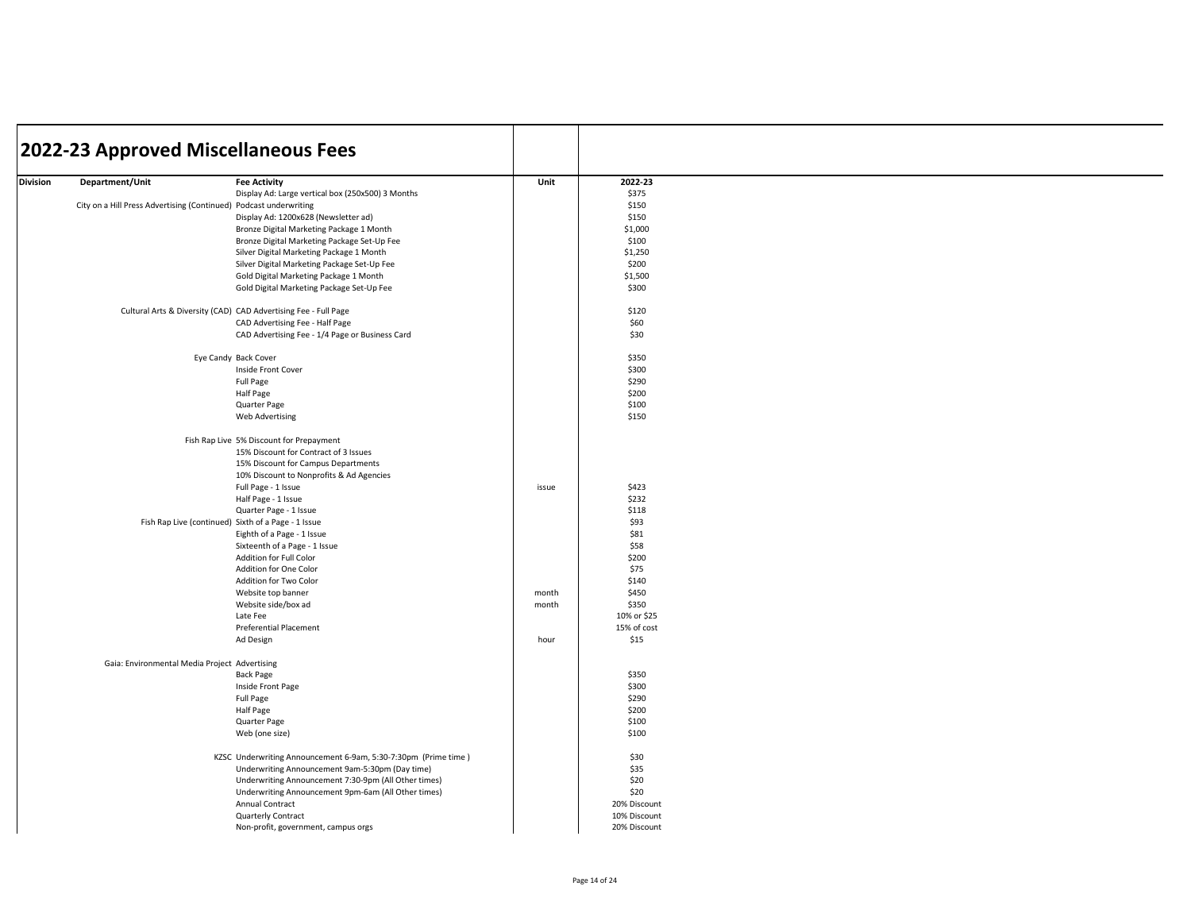# 2022-23 Approved Miscellaneous Fees

| Division | Department/Unit | Fee Activity | Unit | 2022-23 |
|---|---|---|---|---|
| | | Display Ad: Large vertical box (250x500) 3 Months | | $375 |
| | City on a Hill Press Advertising (Continued) | Podcast underwriting | | $150 |
| | | Display Ad: 1200x628 (Newsletter ad) | | $150 |
| | | Bronze Digital Marketing Package 1 Month | | $1,000 |
| | | Bronze Digital Marketing Package Set-Up Fee | | $100 |
| | | Silver Digital Marketing Package 1 Month | | $1,250 |
| | | Silver Digital Marketing Package Set-Up Fee | | $200 |
| | | Gold Digital Marketing Package 1 Month | | $1,500 |
| | | Gold Digital Marketing Package Set-Up Fee | | $300 |
| | | | | |
| | Cultural Arts & Diversity (CAD) | CAD Advertising Fee - Full Page | | $120 |
| | | CAD Advertising Fee - Half Page | | $60 |
| | | CAD Advertising Fee - 1/4 Page or Business Card | | $30 |
| | | | | |
| | Eye Candy | Back Cover | | $350 |
| | | Inside Front Cover | | $300 |
| | | Full Page | | $290 |
| | | Half Page | | $200 |
| | | Quarter Page | | $100 |
| | | Web Advertising | | $150 |
| | | | | |
| | Fish Rap Live | 5% Discount for Prepayment | | |
| | | 15% Discount for Contract of 3 Issues | | |
| | | 15% Discount for Campus Departments | | |
| | | 10% Discount to Nonprofits & Ad Agencies | | |
| | | Full Page - 1 Issue | issue | $423 |
| | | Half Page - 1 Issue | | $232 |
| | | Quarter Page - 1 Issue | | $118 |
| | Fish Rap Live (continued) | Sixth of a Page - 1 Issue | | $93 |
| | | Eighth of a Page - 1 Issue | | $81 |
| | | Sixteenth of a Page - 1 Issue | | $58 |
| | | Addition for Full Color | | $200 |
| | | Addition for One Color | | $75 |
| | | Addition for Two Color | | $140 |
| | | Website top banner | month | $450 |
| | | Website side/box ad | month | $350 |
| | | Late Fee | | 10% or $25 |
| | | Preferential Placement | | 15% of cost |
| | | Ad Design | hour | $15 |
| | | | | |
| | Gaia: Environmental Media Project | Advertising | | |
| | | Back Page | | $350 |
| | | Inside Front Page | | $300 |
| | | Full Page | | $290 |
| | | Half Page | | $200 |
| | | Quarter Page | | $100 |
| | | Web (one size) | | $100 |
| | | | | |
| | KZSC | Underwriting Announcement 6-9am, 5:30-7:30pm (Prime time ) | | $30 |
| | | Underwriting Announcement 9am-5:30pm (Day time) | | $35 |
| | | Underwriting Announcement 7:30-9pm (All Other times) | | $20 |
| | | Underwriting Announcement 9pm-6am (All Other times) | | $20 |
| | | Annual Contract | | 20% Discount |
| | | Quarterly Contract | | 10% Discount |
| | | Non-profit, government, campus orgs | | 20% Discount |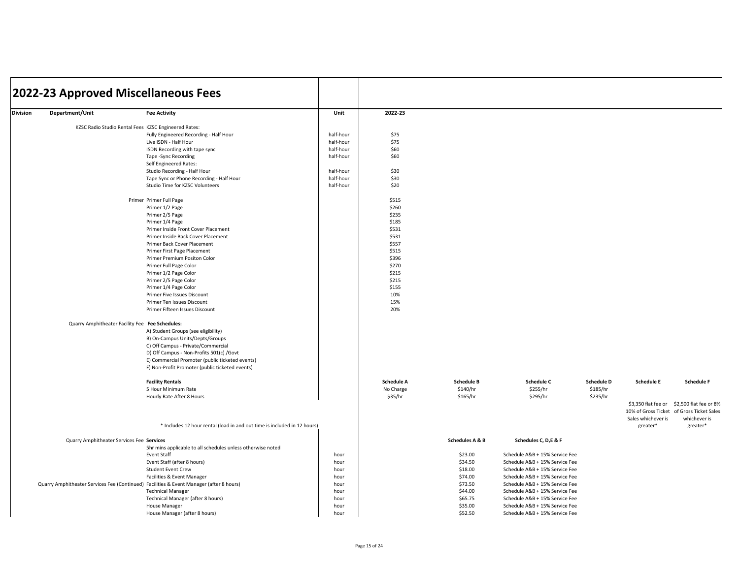# 2022-23 Approved Miscellaneous Fees

| Division | Department/Unit | Fee Activity | Unit | 2022-23 | | | | | |
|---|---|---|---|---|---|---|---|---|---|
| | KZSC Radio Studio Rental Fees | KZSC Engineered Rates: | | | | | | | |
| | | Fully Engineered Recording - Half Hour | half-hour | $75 | | | | | |
| | | Live ISDN - Half Hour | half-hour | $75 | | | | | |
| | | ISDN Recording with tape sync | half-hour | $60 | | | | | |
| | | Tape -Sync Recording | half-hour | $60 | | | | | |
| | | Self Engineered Rates: | | | | | | | |
| | | Studio Recording - Half Hour | half-hour | $30 | | | | | |
| | | Tape Sync or Phone Recording - Half Hour | half-hour | $30 | | | | | |
| | | Studio Time for KZSC Volunteers | half-hour | $20 | | | | | |
| | Primer | Primer Full Page | | $515 | | | | | |
| | | Primer 1/2 Page | | $260 | | | | | |
| | | Primer 2/5 Page | | $235 | | | | | |
| | | Primer 1/4 Page | | $185 | | | | | |
| | | Primer Inside Front Cover Placement | | $531 | | | | | |
| | | Primer Inside Back Cover Placement | | $531 | | | | | |
| | | Primer Back Cover Placement | | $557 | | | | | |
| | | Primer First Page Placement | | $515 | | | | | |
| | | Primer Premium Positon Color | | $396 | | | | | |
| | | Primer Full Page Color | | $270 | | | | | |
| | | Primer 1/2 Page Color | | $215 | | | | | |
| | | Primer 2/5 Page Color | | $215 | | | | | |
| | | Primer 1/4 Page Color | | $155 | | | | | |
| | | Primer Five Issues Discount | | 10% | | | | | |
| | | Primer Ten Issues Discount | | 15% | | | | | |
| | | Primer Fifteen Issues Discount | | 20% | | | | | |
| | Quarry Amphitheater Facility Fee | **Fee Schedules:** | | | | | | | |
| | | A) Student Groups (see eligibility) | | | | | | | |
| | | B) On-Campus Units/Depts/Groups | | | | | | | |
| | | C) Off Campus - Private/Commercial | | | | | | | |
| | | D) Off Campus - Non-Profits 501(c) /Govt | | | | | | | |
| | | E) Commercial Promoter (public ticketed events) | | | | | | | |
| | | F) Non-Profit Promoter (public ticketed events) | | | | | | | |
| | | **Facility Rentals** | | **Schedule A** | **Schedule B** | **Schedule C** | **Schedule D** | **Schedule E** | **Schedule F** |
| | | 5 Hour Minimum Rate | | No Charge | $140/hr | $255/hr | $185/hr | | |
| | | Hourly Rate After 8 Hours | | $35/hr | $165/hr | $295/hr | $235/hr | | |
| | | * Includes 12 hour rental (load in and out time is included in 12 hours) | | | | | | $3,350 flat fee or 10% of Gross Ticket Sales whichever is greater* | $2,500 flat fee or 8% of Gross Ticket Sales whichever is greater* |
| | Quarry Amphitheater Services Fee | **Services** | | | **Schedules A & B** | **Schedules C, D,E & F** | | | |
| | | 5hr mins applicable to all schedules unless otherwise noted | | | | | | | |
| | | Event Staff | hour | | $23.00 | Schedule A&B + 15% Service Fee | | | |
| | | Event Staff (after 8 hours) | hour | | $34.50 | Schedule A&B + 15% Service Fee | | | |
| | | Student Event Crew | hour | | $18.00 | Schedule A&B + 15% Service Fee | | | |
| | | Facilities & Event Manager | hour | | $74.00 | Schedule A&B + 15% Service Fee | | | |
| | Quarry Amphitheater Services Fee (Continued) | Facilities & Event Manager (after 8 hours) | hour | | $73.50 | Schedule A&B + 15% Service Fee | | | |
| | | Technical Manager | hour | | $44.00 | Schedule A&B + 15% Service Fee | | | |
| | | Technical Manager (after 8 hours) | hour | | $65.75 | Schedule A&B + 15% Service Fee | | | |
| | | House Manager | hour | | $35.00 | Schedule A&B + 15% Service Fee | | | |
| | | House Manager (after 8 hours) | hour | | $52.50 | Schedule A&B + 15% Service Fee | | | |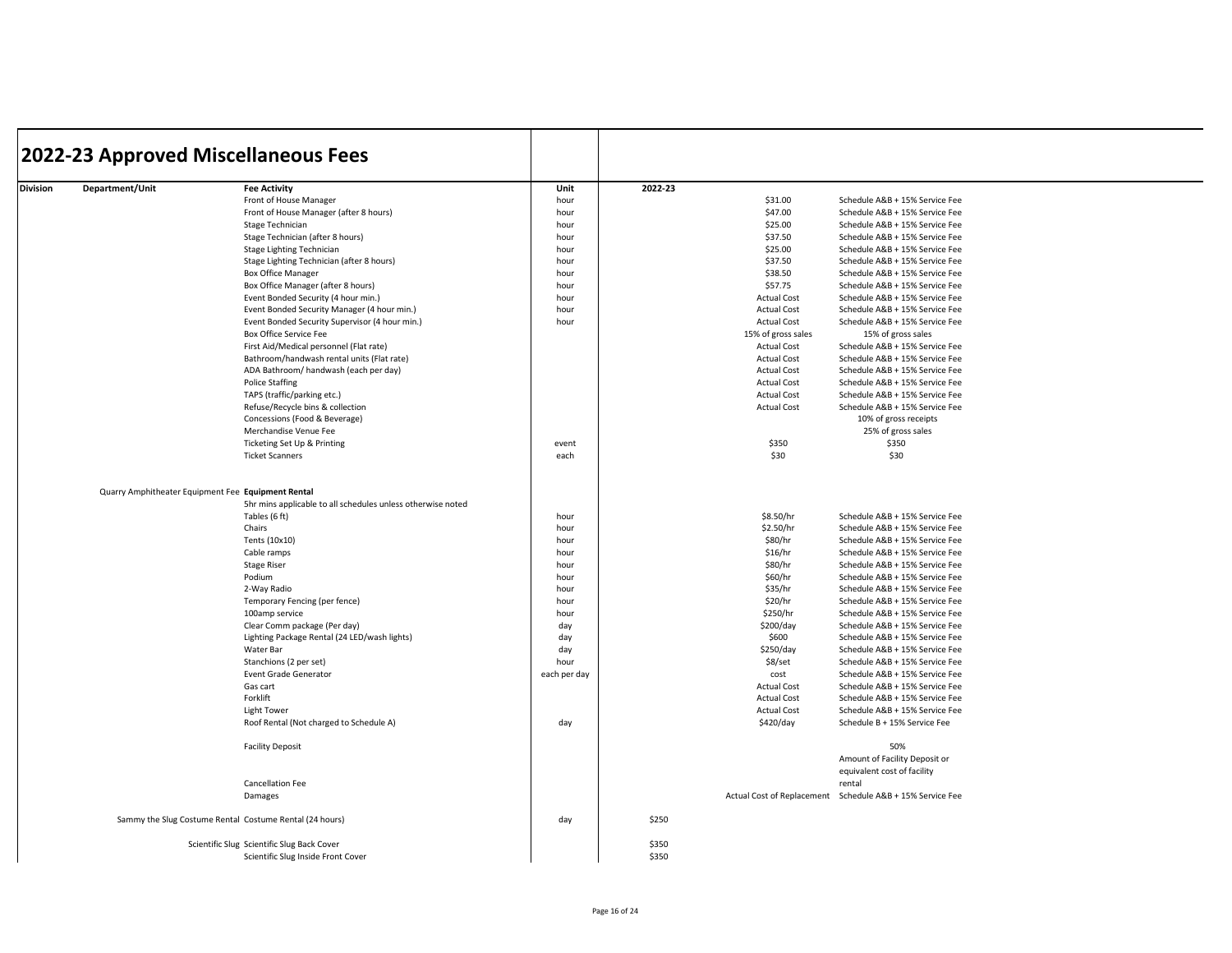# 2022-23 Approved Miscellaneous Fees

| Division | Department/Unit | Fee Activity | Unit | 2022-23 | | |
|---|---|---|---|---|---|---|
| | | Front of House Manager | hour | | $31.00 | Schedule A&B + 15% Service Fee |
| | | Front of House Manager (after 8 hours) | hour | | $47.00 | Schedule A&B + 15% Service Fee |
| | | Stage Technician | hour | | $25.00 | Schedule A&B + 15% Service Fee |
| | | Stage Technician (after 8 hours) | hour | | $37.50 | Schedule A&B + 15% Service Fee |
| | | Stage Lighting Technician | hour | | $25.00 | Schedule A&B + 15% Service Fee |
| | | Stage Lighting Technician (after 8 hours) | hour | | $37.50 | Schedule A&B + 15% Service Fee |
| | | Box Office Manager | hour | | $38.50 | Schedule A&B + 15% Service Fee |
| | | Box Office Manager (after 8 hours) | hour | | $57.75 | Schedule A&B + 15% Service Fee |
| | | Event Bonded Security (4 hour min.) | hour | | Actual Cost | Schedule A&B + 15% Service Fee |
| | | Event Bonded Security Manager (4 hour min.) | hour | | Actual Cost | Schedule A&B + 15% Service Fee |
| | | Event Bonded Security Supervisor (4 hour min.) | hour | | Actual Cost | Schedule A&B + 15% Service Fee |
| | | Box Office Service Fee | | | 15% of gross sales | 15% of gross sales |
| | | First Aid/Medical personnel (Flat rate) | | | Actual Cost | Schedule A&B + 15% Service Fee |
| | | Bathroom/handwash rental units (Flat rate) | | | Actual Cost | Schedule A&B + 15% Service Fee |
| | | ADA Bathroom/ handwash (each per day) | | | Actual Cost | Schedule A&B + 15% Service Fee |
| | | Police Staffing | | | Actual Cost | Schedule A&B + 15% Service Fee |
| | | TAPS (traffic/parking etc.) | | | Actual Cost | Schedule A&B + 15% Service Fee |
| | | Refuse/Recycle bins & collection | | | Actual Cost | Schedule A&B + 15% Service Fee |
| | | Concessions (Food & Beverage) | | | | 10% of gross receipts |
| | | Merchandise Venue Fee | | | | 25% of gross sales |
| | | Ticketing Set Up & Printing | event | | $350 | $350 |
| | | Ticket Scanners | each | | $30 | $30 |
| | Quarry Amphitheater Equipment Fee | **Equipment Rental** | | | | |
| | | 5hr mins applicable to all schedules unless otherwise noted | | | | |
| | | Tables (6 ft) | hour | | $8.50/hr | Schedule A&B + 15% Service Fee |
| | | Chairs | hour | | $2.50/hr | Schedule A&B + 15% Service Fee |
| | | Tents (10x10) | hour | | $80/hr | Schedule A&B + 15% Service Fee |
| | | Cable ramps | hour | | $16/hr | Schedule A&B + 15% Service Fee |
| | | Stage Riser | hour | | $80/hr | Schedule A&B + 15% Service Fee |
| | | Podium | hour | | $60/hr | Schedule A&B + 15% Service Fee |
| | | 2-Way Radio | hour | | $35/hr | Schedule A&B + 15% Service Fee |
| | | Temporary Fencing (per fence) | hour | | $20/hr | Schedule A&B + 15% Service Fee |
| | | 100amp service | hour | | $250/hr | Schedule A&B + 15% Service Fee |
| | | Clear Comm package (Per day) | day | | $200/day | Schedule A&B + 15% Service Fee |
| | | Lighting Package Rental (24 LED/wash lights) | day | | $600 | Schedule A&B + 15% Service Fee |
| | | Water Bar | day | | $250/day | Schedule A&B + 15% Service Fee |
| | | Stanchions (2 per set) | hour | | $8/set | Schedule A&B + 15% Service Fee |
| | | Event Grade Generator | each per day | | cost | Schedule A&B + 15% Service Fee |
| | | Gas cart | | | Actual Cost | Schedule A&B + 15% Service Fee |
| | | Forklift | | | Actual Cost | Schedule A&B + 15% Service Fee |
| | | Light Tower | | | Actual Cost | Schedule A&B + 15% Service Fee |
| | | Roof Rental (Not charged to Schedule A) | day | | $420/day | Schedule B + 15% Service Fee |
| | | Facility Deposit | | | | 50% |
| | | Cancellation Fee | | | | Amount of Facility Deposit or equivalent cost of facility rental |
| | | Damages | | | Actual Cost of Replacement | Schedule A&B + 15% Service Fee |
| | Sammy the Slug Costume Rental | Costume Rental (24 hours) | day | $250 | | |
| | Scientific Slug | Scientific Slug Back Cover | | $350 | | |
| | | Scientific Slug Inside Front Cover | | $350 | | |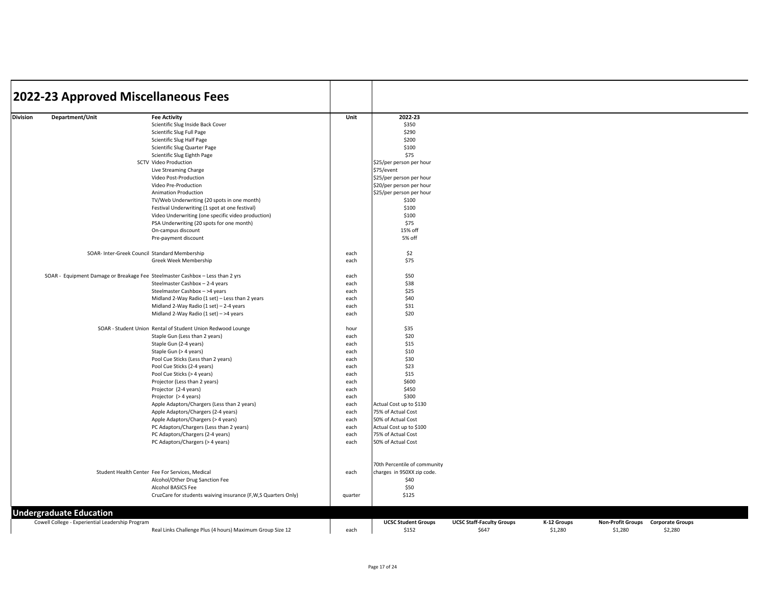# 2022-23 Approved Miscellaneous Fees

| Division | Department/Unit | Fee Activity | Unit | 2022-23 |
|---|---|---|---|---|
| | | Scientific Slug Inside Back Cover | | $350 |
| | | Scientific Slug Full Page | | $290 |
| | | Scientific Slug Half Page | | $200 |
| | | Scientific Slug Quarter Page | | $100 |
| | | Scientific Slug Eighth Page | | $75 |
| | SCTV | Video Production | | $25/per person per hour |
| | | Live Streaming Charge | | $75/event |
| | | Video Post-Production | | $25/per person per hour |
| | | Video Pre-Production | | $20/per person per hour |
| | | Animation Production | | $25/per person per hour |
| | | TV/Web Underwriting (20 spots in one month) | | $100 |
| | | Festival Underwriting (1 spot at one festival) | | $100 |
| | | Video Underwriting (one specific video production) | | $100 |
| | | PSA Underwriting (20 spots for one month) | | $75 |
| | | On-campus discount | | 15% off |
| | | Pre-payment discount | | 5% off |
| | SOAR- Inter-Greek Council | Standard Membership | each | $2 |
| | | Greek Week Membership | each | $75 |
| | SOAR - Equipment Damage or Breakage Fee | Steelmaster Cashbox – Less than 2 yrs | each | $50 |
| | | Steelmaster Cashbox – 2-4 years | each | $38 |
| | | Steelmaster Cashbox – >4 years | each | $25 |
| | | Midland 2-Way Radio (1 set) – Less than 2 years | each | $40 |
| | | Midland 2-Way Radio (1 set) – 2-4 years | each | $31 |
| | | Midland 2-Way Radio (1 set) – >4 years | each | $20 |
| | SOAR - Student Union | Rental of Student Union Redwood Lounge | hour | $35 |
| | | Staple Gun (Less than 2 years) | each | $20 |
| | | Staple Gun (2-4 years) | each | $15 |
| | | Staple Gun (> 4 years) | each | $10 |
| | | Pool Cue Sticks (Less than 2 years) | each | $30 |
| | | Pool Cue Sticks (2-4 years) | each | $23 |
| | | Pool Cue Sticks (> 4 years) | each | $15 |
| | | Projector (Less than 2 years) | each | $600 |
| | | Projector (2-4 years) | each | $450 |
| | | Projector (> 4 years) | each | $300 |
| | | Apple Adaptors/Chargers (Less than 2 years) | each | Actual Cost up to $130 |
| | | Apple Adaptors/Chargers (2-4 years) | each | 75% of Actual Cost |
| | | Apple Adaptors/Chargers (> 4 years) | each | 50% of Actual Cost |
| | | PC Adaptors/Chargers (Less than 2 years) | each | Actual Cost up to $100 |
| | | PC Adaptors/Chargers (2-4 years) | each | 75% of Actual Cost |
| | | PC Adaptors/Chargers (> 4 years) | each | 50% of Actual Cost |
| | Student Health Center | Fee For Services, Medical | each | 70th Percentile of community charges in 950XX zip code. |
| | | Alcohol/Other Drug Sanction Fee | | $40 |
| | | Alcohol BASICS Fee | | $50 |
| | | CruzCare for students waiving insurance (F,W,S Quarters Only) | quarter | $125 |

## Undergraduate Education

| Department/Unit | Fee Activity | Unit | UCSC Student Groups | UCSC Staff-Faculty Groups | K-12 Groups | Non-Profit Groups | Corporate Groups |
|---|---|---|---|---|---|---|---|
| Cowell College - Experiential Leadership Program | | | | | | | |
| | Real Links Challenge Plus (4 hours) Maximum Group Size 12 | each | $152 | $647 | $1,280 | $1,280 | $2,280 |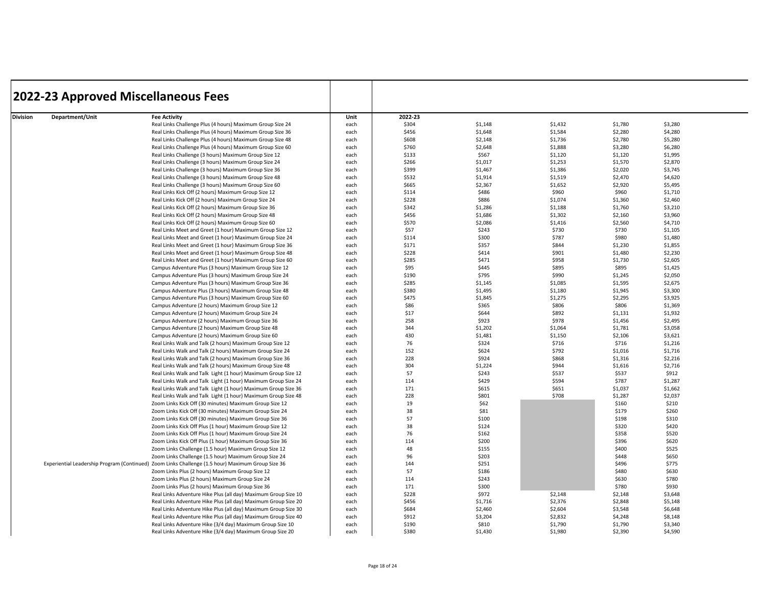# 2022-23 Approved Miscellaneous Fees

| Division | Department/Unit | Fee Activity | Unit | 2022-23 | | | | |
|---|---|---|---|---|---|---|---|---|
| | | Real Links Challenge Plus (4 hours) Maximum Group Size 24 | each | $304 | $1,148 | $1,432 | $1,780 | $3,280 |
| | | Real Links Challenge Plus (4 hours) Maximum Group Size 36 | each | $456 | $1,648 | $1,584 | $2,280 | $4,280 |
| | | Real Links Challenge Plus (4 hours) Maximum Group Size 48 | each | $608 | $2,148 | $1,736 | $2,780 | $5,280 |
| | | Real Links Challenge Plus (4 hours) Maximum Group Size 60 | each | $760 | $2,648 | $1,888 | $3,280 | $6,280 |
| | | Real Links Challenge (3 hours) Maximum Group Size 12 | each | $133 | $567 | $1,120 | $1,120 | $1,995 |
| | | Real Links Challenge (3 hours) Maximum Group Size 24 | each | $266 | $1,017 | $1,253 | $1,570 | $2,870 |
| | | Real Links Challenge (3 hours) Maximum Group Size 36 | each | $399 | $1,467 | $1,386 | $2,020 | $3,745 |
| | | Real Links Challenge (3 hours) Maximum Group Size 48 | each | $532 | $1,914 | $1,519 | $2,470 | $4,620 |
| | | Real Links Challenge (3 hours) Maximum Group Size 60 | each | $665 | $2,367 | $1,652 | $2,920 | $5,495 |
| | | Real Links Kick Off (2 hours) Maximum Group Size 12 | each | $114 | $486 | $960 | $960 | $1,710 |
| | | Real Links Kick Off (2 hours) Maximum Group Size 24 | each | $228 | $886 | $1,074 | $1,360 | $2,460 |
| | | Real Links Kick Off (2 hours) Maximum Group Size 36 | each | $342 | $1,286 | $1,188 | $1,760 | $3,210 |
| | | Real Links Kick Off (2 hours) Maximum Group Size 48 | each | $456 | $1,686 | $1,302 | $2,160 | $3,960 |
| | | Real Links Kick Off (2 hours) Maximum Group Size 60 | each | $570 | $2,086 | $1,416 | $2,560 | $4,710 |
| | | Real Links Meet and Greet (1 hour) Maximum Group Size 12 | each | $57 | $243 | $730 | $730 | $1,105 |
| | | Real Links Meet and Greet (1 hour) Maximum Group Size 24 | each | $114 | $300 | $787 | $980 | $1,480 |
| | | Real Links Meet and Greet (1 hour) Maximum Group Size 36 | each | $171 | $357 | $844 | $1,230 | $1,855 |
| | | Real Links Meet and Greet (1 hour) Maximum Group Size 48 | each | $228 | $414 | $901 | $1,480 | $2,230 |
| | | Real Links Meet and Greet (1 hour) Maximum Group Size 60 | each | $285 | $471 | $958 | $1,730 | $2,605 |
| | | Campus Adventure Plus (3 hours) Maximum Group Size 12 | each | $95 | $445 | $895 | $895 | $1,425 |
| | | Campus Adventure Plus (3 hours) Maximum Group Size 24 | each | $190 | $795 | $990 | $1,245 | $2,050 |
| | | Campus Adventure Plus (3 hours) Maximum Group Size 36 | each | $285 | $1,145 | $1,085 | $1,595 | $2,675 |
| | | Campus Adventure Plus (3 hours) Maximum Group Size 48 | each | $380 | $1,495 | $1,180 | $1,945 | $3,300 |
| | | Campus Adventure Plus (3 hours) Maximum Group Size 60 | each | $475 | $1,845 | $1,275 | $2,295 | $3,925 |
| | | Campus Adventure (2 hours) Maximum Group Size 12 | each | $86 | $365 | $806 | $806 | $1,369 |
| | | Campus Adventure (2 hours) Maximum Group Size 24 | each | $17 | $644 | $892 | $1,131 | $1,932 |
| | | Campus Adventure (2 hours) Maximum Group Size 36 | each | 258 | $923 | $978 | $1,456 | $2,495 |
| | | Campus Adventure (2 hours) Maximum Group Size 48 | each | 344 | $1,202 | $1,064 | $1,781 | $3,058 |
| | | Campus Adventure (2 hours) Maximum Group Size 60 | each | 430 | $1,481 | $1,150 | $2,106 | $3,621 |
| | | Real Links Walk and Talk (2 hours) Maximum Group Size 12 | each | 76 | $324 | $716 | $716 | $1,216 |
| | | Real Links Walk and Talk (2 hours) Maximum Group Size 24 | each | 152 | $624 | $792 | $1,016 | $1,716 |
| | | Real Links Walk and Talk (2 hours) Maximum Group Size 36 | each | 228 | $924 | $868 | $1,316 | $2,216 |
| | | Real Links Walk and Talk (2 hours) Maximum Group Size 48 | each | 304 | $1,224 | $944 | $1,616 | $2,716 |
| | | Real Links Walk and Talk Light (1 hour) Maximum Group Size 12 | each | 57 | $243 | $537 | $537 | $912 |
| | | Real Links Walk and Talk Light (1 hour) Maximum Group Size 24 | each | 114 | $429 | $594 | $787 | $1,287 |
| | | Real Links Walk and Talk Light (1 hour) Maximum Group Size 36 | each | 171 | $615 | $651 | $1,037 | $1,662 |
| | | Real Links Walk and Talk Light (1 hour) Maximum Group Size 48 | each | 228 | $801 | $708 | $1,287 | $2,037 |
| | | Zoom Links Kick Off (30 minutes) Maximum Group Size 12 | each | 19 | $62 | | $160 | $210 |
| | | Zoom Links Kick Off (30 minutes) Maximum Group Size 24 | each | 38 | $81 | | $179 | $260 |
| | | Zoom Links Kick Off (30 minutes) Maximum Group Size 36 | each | 57 | $100 | | $198 | $310 |
| | | Zoom Links Kick Off Plus (1 hour) Maximum Group Size 12 | each | 38 | $124 | | $320 | $420 |
| | | Zoom Links Kick Off Plus (1 hour) Maximum Group Size 24 | each | 76 | $162 | | $358 | $520 |
| | | Zoom Links Kick Off Plus (1 hour) Maximum Group Size 36 | each | 114 | $200 | | $396 | $620 |
| | | Zoom Links Challenge (1.5 hour) Maximum Group Size 12 | each | 48 | $155 | | $400 | $525 |
| | | Zoom Links Challenge (1.5 hour) Maximum Group Size 24 | each | 96 | $203 | | $448 | $650 |
| | Experiential Leadership Program (Continued) | Zoom Links Challenge (1.5 hour) Maximum Group Size 36 | each | 144 | $251 | | $496 | $775 |
| | | Zoom Links Plus (2 hours) Maximum Group Size 12 | each | 57 | $186 | | $480 | $630 |
| | | Zoom Links Plus (2 hours) Maximum Group Size 24 | each | 114 | $243 | | $630 | $780 |
| | | Zoom Links Plus (2 hours) Maximum Group Size 36 | each | 171 | $300 | | $780 | $930 |
| | | Real Links Adventure Hike Plus (all day) Maximum Group Size 10 | each | $228 | $972 | $2,148 | $2,148 | $3,648 |
| | | Real Links Adventure Hike Plus (all day) Maximum Group Size 20 | each | $456 | $1,716 | $2,376 | $2,848 | $5,148 |
| | | Real Links Adventure Hike Plus (all day) Maximum Group Size 30 | each | $684 | $2,460 | $2,604 | $3,548 | $6,648 |
| | | Real Links Adventure Hike Plus (all day) Maximum Group Size 40 | each | $912 | $3,204 | $2,832 | $4,248 | $8,148 |
| | | Real Links Adventure Hike (3/4 day) Maximum Group Size 10 | each | $190 | $810 | $1,790 | $1,790 | $3,340 |
| | | Real Links Adventure Hike (3/4 day) Maximum Group Size 20 | each | $380 | $1,430 | $1,980 | $2,390 | $4,590 |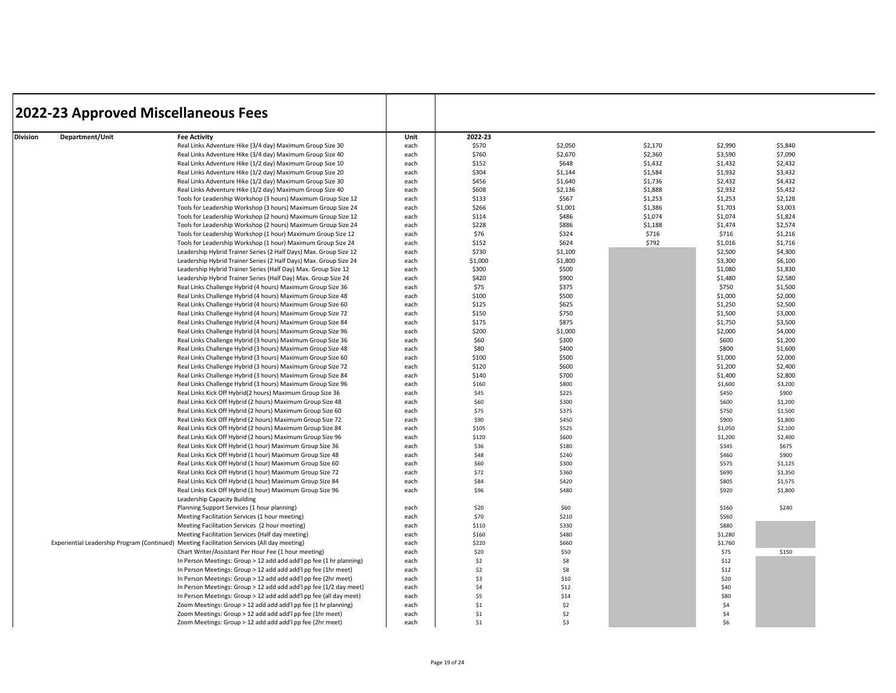# 2022-23 Approved Miscellaneous Fees

| Division | Department/Unit | Fee Activity | Unit | 2022-23 | | | | |
|---|---|---|---|---|---|---|---|---|
| | | Real Links Adventure Hike (3/4 day) Maximum Group Size 30 | each | $570 | $2,050 | $2,170 | $2,990 | $5,840 |
| | | Real Links Adventure Hike (3/4 day) Maximum Group Size 40 | each | $760 | $2,670 | $2,360 | $3,590 | $7,090 |
| | | Real Links Adventure Hike (1/2 day) Maximum Group Size 10 | each | $152 | $648 | $1,432 | $1,432 | $2,432 |
| | | Real Links Adventure Hike (1/2 day) Maximum Group Size 20 | each | $304 | $1,144 | $1,584 | $1,932 | $3,432 |
| | | Real Links Adventure Hike (1/2 day) Maximum Group Size 30 | each | $456 | $1,640 | $1,736 | $2,432 | $4,432 |
| | | Real Links Adventure Hike (1/2 day) Maximum Group Size 40 | each | $608 | $2,136 | $1,888 | $2,932 | $5,432 |
| | | Tools for Leadership Workshop (3 hours) Maximum Group Size 12 | each | $133 | $567 | $1,253 | $1,253 | $2,128 |
| | | Tools for Leadership Workshop (3 hours) Maximum Group Size 24 | each | $266 | $1,001 | $1,386 | $1,703 | $3,003 |
| | | Tools for Leadership Workshop (2 hours) Maximum Group Size 12 | each | $114 | $486 | $1,074 | $1,074 | $1,824 |
| | | Tools for Leadership Workshop (2 hours) Maximum Group Size 24 | each | $228 | $886 | $1,188 | $1,474 | $2,574 |
| | | Tools for Leadership Workshop (1 hour) Maximum Group Size 12 | each | $76 | $324 | $716 | $716 | $1,216 |
| | | Tools for Leadership Workshop (1 hour) Maximum Group Size 24 | each | $152 | $624 | $792 | $1,016 | $1,716 |
| | | Leadership Hybrid Trainer Series (2 Half Days) Max. Group Size 12 | each | $730 | $1,100 | | $2,500 | $4,300 |
| | | Leadership Hybrid Trainer Series (2 Half Days) Max. Group Size 24 | each | $1,000 | $1,800 | | $3,300 | $6,100 |
| | | Leadership Hybrid Trainer Series (Half Day) Max. Group Size 12 | each | $300 | $500 | | $1,080 | $1,830 |
| | | Leadership Hybrid Trainer Series (Half Day) Max. Group Size 24 | each | $420 | $900 | | $1,480 | $2,580 |
| | | Real Links Challenge Hybrid (4 hours) Maximum Group Size 36 | each | $75 | $375 | | $750 | $1,500 |
| | | Real Links Challenge Hybrid (4 hours) Maximum Group Size 48 | each | $100 | $500 | | $1,000 | $2,000 |
| | | Real Links Challenge Hybrid (4 hours) Maximum Group Size 60 | each | $125 | $625 | | $1,250 | $2,500 |
| | | Real Links Challenge Hybrid (4 hours) Maximum Group Size 72 | each | $150 | $750 | | $1,500 | $3,000 |
| | | Real Links Challenge Hybrid (4 hours) Maximum Group Size 84 | each | $175 | $875 | | $1,750 | $3,500 |
| | | Real Links Challenge Hybrid (4 hours) Maximum Group Size 96 | each | $200 | $1,000 | | $2,000 | $4,000 |
| | | Real Links Challenge Hybrid (3 hours) Maximum Group Size 36 | each | $60 | $300 | | $600 | $1,200 |
| | | Real Links Challenge Hybrid (3 hours) Maximum Group Size 48 | each | $80 | $400 | | $800 | $1,600 |
| | | Real Links Challenge Hybrid (3 hours) Maximum Group Size 60 | each | $100 | $500 | | $1,000 | $2,000 |
| | | Real Links Challenge Hybrid (3 hours) Maximum Group Size 72 | each | $120 | $600 | | $1,200 | $2,400 |
| | | Real Links Challenge Hybrid (3 hours) Maximum Group Size 84 | each | $140 | $700 | | $1,400 | $2,800 |
| | | Real Links Challenge Hybrid (3 hours) Maximum Group Size 96 | each | $160 | $800 | | $1,600 | $3,200 |
| | | Real Links Kick Off Hybrid(2 hours) Maximum Group Size 36 | each | $45 | $225 | | $450 | $900 |
| | | Real Links Kick Off Hybrid (2 hours) Maximum Group Size 48 | each | $60 | $300 | | $600 | $1,200 |
| | | Real Links Kick Off Hybrid (2 hours) Maximum Group Size 60 | each | $75 | $375 | | $750 | $1,500 |
| | | Real Links Kick Off Hybrid (2 hours) Maximum Group Size 72 | each | $90 | $450 | | $900 | $1,800 |
| | | Real Links Kick Off Hybrid (2 hours) Maximum Group Size 84 | each | $105 | $525 | | $1,050 | $2,100 |
| | | Real Links Kick Off Hybrid (2 hours) Maximum Group Size 96 | each | $120 | $600 | | $1,200 | $2,400 |
| | | Real Links Kick Off Hybrid (1 hour) Maximum Group Size 36 | each | $36 | $180 | | $345 | $675 |
| | | Real Links Kick Off Hybrid (1 hour) Maximum Group Size 48 | each | $48 | $240 | | $460 | $900 |
| | | Real Links Kick Off Hybrid (1 hour) Maximum Group Size 60 | each | $60 | $300 | | $575 | $1,125 |
| | | Real Links Kick Off Hybrid (1 hour) Maximum Group Size 72 | each | $72 | $360 | | $690 | $1,350 |
| | | Real Links Kick Off Hybrid (1 hour) Maximum Group Size 84 | each | $84 | $420 | | $805 | $1,575 |
| | | Real Links Kick Off Hybrid (1 hour) Maximum Group Size 96 | each | $96 | $480 | | $920 | $1,800 |
| | | Leadership Capacity Building | | | | | | |
| | | Planning Support Services (1 hour planning) | each | $20 | $60 | | $160 | $240 |
| | | Meeting Facilitation Services (1 hour meeting) | each | $70 | $210 | | $560 | |
| | | Meeting Facilitation Services (2 hour meeting) | each | $110 | $330 | | $880 | |
| | | Meeting Facilitation Services (Half day meeting) | each | $160 | $480 | | $1,280 | |
| | Experiential Leadership Program (Continued) | Meeting Facilitation Services (All day meeting) | each | $220 | $660 | | $1,760 | |
| | | Chart Writer/Assistant Per Hour Fee (1 hour meeting) | each | $20 | $50 | | $75 | $150 |
| | | In Person Meetings: Group > 12 add add add'l pp fee (1 hr planning) | each | $2 | $8 | | $12 | |
| | | In Person Meetings: Group > 12 add add add'l pp fee (1hr meet) | each | $2 | $8 | | $12 | |
| | | In Person Meetings: Group > 12 add add add'l pp fee (2hr meet) | each | $3 | $10 | | $20 | |
| | | In Person Meetings: Group > 12 add add add'l pp fee (1/2 day meet) | each | $4 | $12 | | $40 | |
| | | In Person Meetings: Group > 12 add add add'l pp fee (all day meet) | each | $5 | $14 | | $80 | |
| | | Zoom Meetings: Group > 12 add add add'l pp fee (1 hr planning) | each | $1 | $2 | | $4 | |
| | | Zoom Meetings: Group > 12 add add add'l pp fee (1hr meet) | each | $1 | $2 | | $4 | |
| | | Zoom Meetings: Group > 12 add add add'l pp fee (2hr meet) | each | $1 | $3 | | $6 | |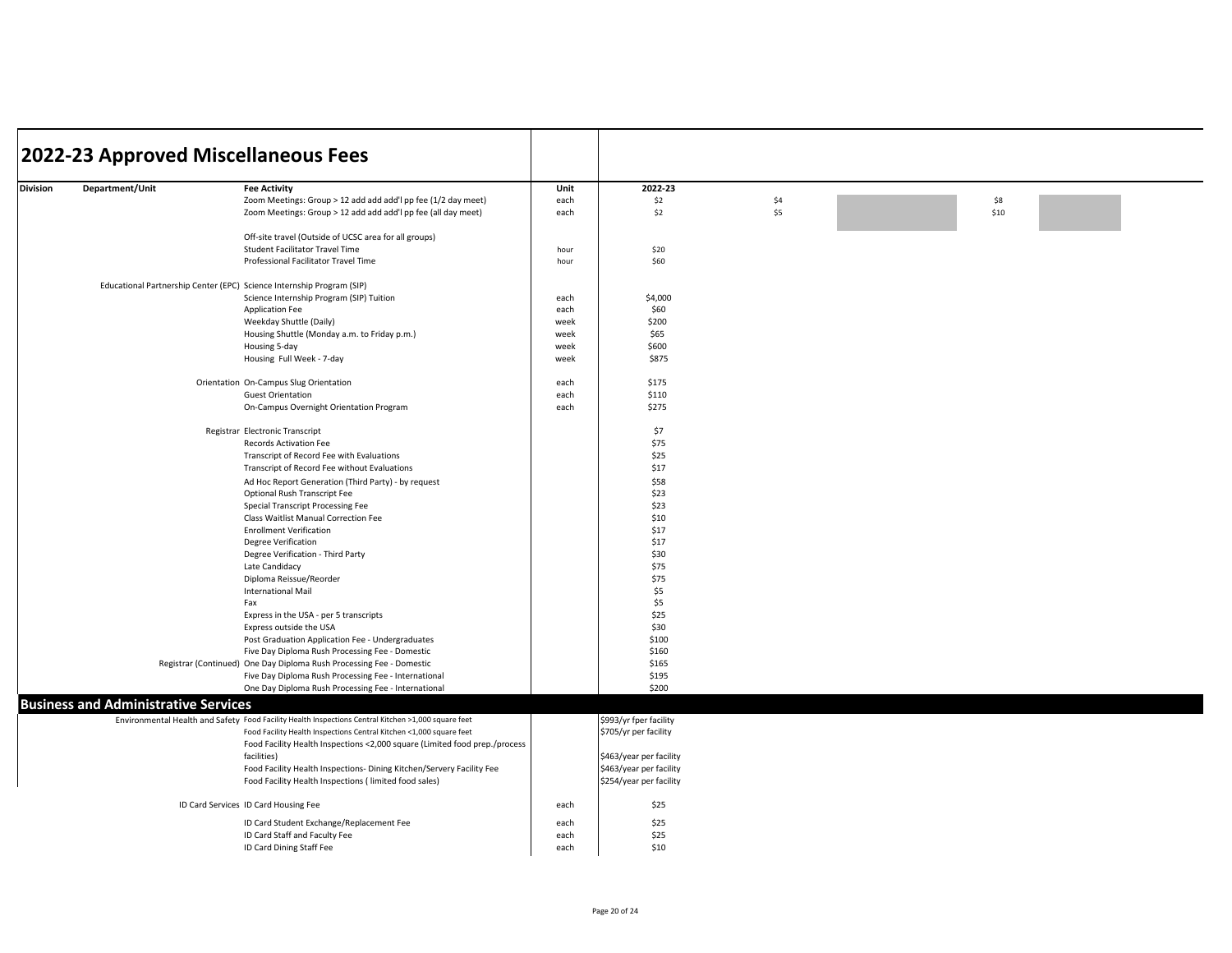# 2022-23 Approved Miscellaneous Fees

| Division | Department/Unit | Fee Activity | Unit | 2022-23 | | | | |
|---|---|---|---|---|---|---|---|---|
| | | Zoom Meetings: Group > 12 add add add'l pp fee (1/2 day meet) | each | $2 | $4 | | $8 | |
| | | Zoom Meetings: Group > 12 add add add'l pp fee (all day meet) | each | $2 | $5 | | $10 | |
| | | | | | | | | |
| | | Off-site travel (Outside of UCSC area for all groups) | | | | | | |
| | | Student Facilitator Travel Time | hour | $20 | | | | |
| | | Professional Facilitator Travel Time | hour | $60 | | | | |
| | | | | | | | | |
| | Educational Partnership Center (EPC) | Science Internship Program (SIP) | | | | | | |
| | | Science Internship Program (SIP) Tuition | each | $4,000 | | | | |
| | | Application Fee | each | $60 | | | | |
| | | Weekday Shuttle (Daily) | week | $200 | | | | |
| | | Housing Shuttle (Monday a.m. to Friday p.m.) | week | $65 | | | | |
| | | Housing 5-day | week | $600 | | | | |
| | | Housing Full Week - 7-day | week | $875 | | | | |
| | | | | | | | | |
| | Orientation | On-Campus Slug Orientation | each | $175 | | | | |
| | | Guest Orientation | each | $110 | | | | |
| | | On-Campus Overnight Orientation Program | each | $275 | | | | |
| | | | | | | | | |
| | Registrar | Electronic Transcript | | $7 | | | | |
| | | Records Activation Fee | | $75 | | | | |
| | | Transcript of Record Fee with Evaluations | | $25 | | | | |
| | | Transcript of Record Fee without Evaluations | | $17 | | | | |
| | | Ad Hoc Report Generation (Third Party) - by request | | $58 | | | | |
| | | Optional Rush Transcript Fee | | $23 | | | | |
| | | Special Transcript Processing Fee | | $23 | | | | |
| | | Class Waitlist Manual Correction Fee | | $10 | | | | |
| | | Enrollment Verification | | $17 | | | | |
| | | Degree Verification | | $17 | | | | |
| | | Degree Verification - Third Party | | $30 | | | | |
| | | Late Candidacy | | $75 | | | | |
| | | Diploma Reissue/Reorder | | $75 | | | | |
| | | International Mail | | $5 | | | | |
| | | Fax | | $5 | | | | |
| | | Express in the USA - per 5 transcripts | | $25 | | | | |
| | | Express outside the USA | | $30 | | | | |
| | | Post Graduation Application Fee - Undergraduates | | $100 | | | | |
| | | Five Day Diploma Rush Processing Fee - Domestic | | $160 | | | | |
| | Registrar (Continued) | One Day Diploma Rush Processing Fee - Domestic | | $165 | | | | |
| | | Five Day Diploma Rush Processing Fee - International | | $195 | | | | |
| | | One Day Diploma Rush Processing Fee - International | | $200 | | | | |
| **Business and Administrative Services** | | | | | | | | |
| | Environmental Health and Safety | Food Facility Health Inspections Central Kitchen >1,000 square feet | | $993/yr fper facility | | | | |
| | | Food Facility Health Inspections Central Kitchen <1,000 square feet | | $705/yr per facility | | | | |
| | | Food Facility Health Inspections <2,000 square (Limited food prep./process facilities) | | $463/year per facility | | | | |
| | | Food Facility Health Inspections- Dining Kitchen/Servery Facility Fee | | $463/year per facility | | | | |
| | | Food Facility Health Inspections ( limited food sales) | | $254/year per facility | | | | |
| | | | | | | | | |
| | ID Card Services | ID Card Housing Fee | each | $25 | | | | |
| | | ID Card Student Exchange/Replacement Fee | each | $25 | | | | |
| | | ID Card Staff and Faculty Fee | each | $25 | | | | |
| | | ID Card Dining Staff Fee | each | $10 | | | | |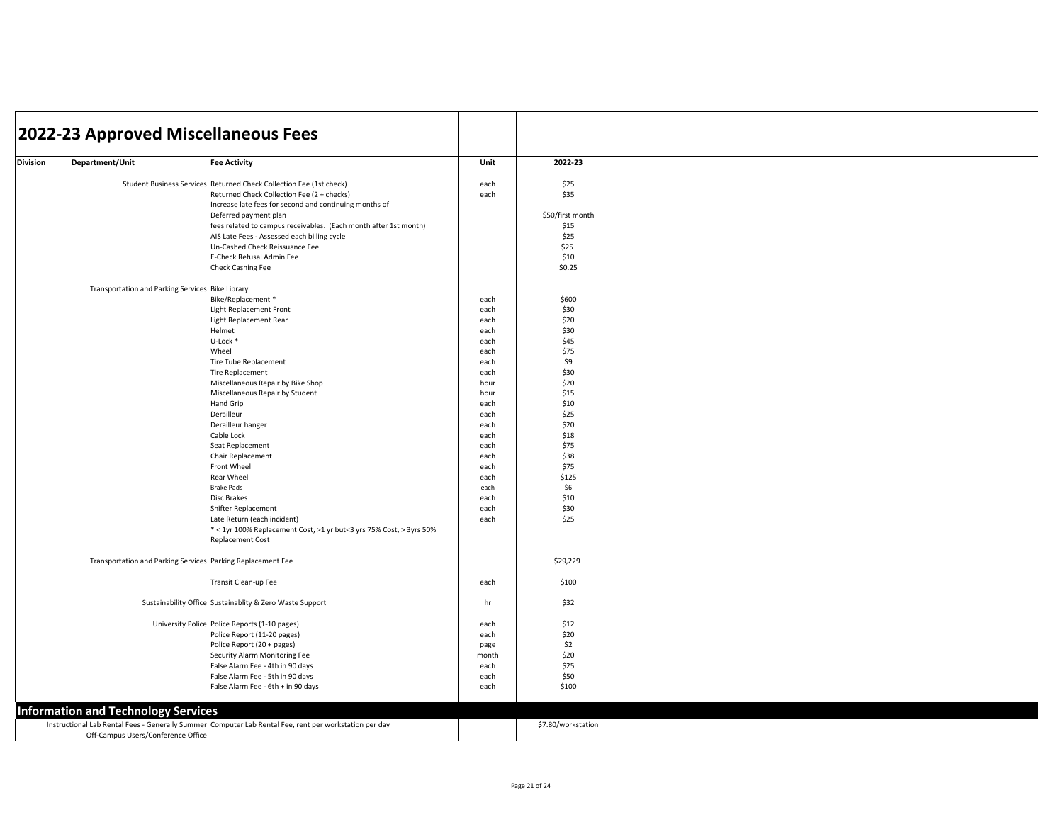# 2022-23 Approved Miscellaneous Fees

| Division | Department/Unit | Fee Activity | Unit | 2022-23 |
|---|---|---|---|---|
| | Student Business Services | Returned Check Collection Fee (1st check) | each | $25 |
| | | Returned Check Collection Fee (2 + checks) | each | $35 |
| | | Increase late fees for second and continuing months of | | |
| | | Deferred payment plan | | $50/first month |
| | | fees related to campus receivables. (Each month after 1st month) | | $15 |
| | | AIS Late Fees - Assessed each billing cycle | | $25 |
| | | Un-Cashed Check Reissuance Fee | | $25 |
| | | E-Check Refusal Admin Fee | | $10 |
| | | Check Cashing Fee | | $0.25 |
| | Transportation and Parking Services | Bike Library | | |
| | | Bike/Replacement * | each | $600 |
| | | Light Replacement Front | each | $30 |
| | | Light Replacement Rear | each | $20 |
| | | Helmet | each | $30 |
| | | U-Lock * | each | $45 |
| | | Wheel | each | $75 |
| | | Tire Tube Replacement | each | $9 |
| | | Tire Replacement | each | $30 |
| | | Miscellaneous Repair by Bike Shop | hour | $20 |
| | | Miscellaneous Repair by Student | hour | $15 |
| | | Hand Grip | each | $10 |
| | | Derailleur | each | $25 |
| | | Derailleur hanger | each | $20 |
| | | Cable Lock | each | $18 |
| | | Seat Replacement | each | $75 |
| | | Chair Replacement | each | $38 |
| | | Front Wheel | each | $75 |
| | | Rear Wheel | each | $125 |
| | | Brake Pads | each | $6 |
| | | Disc Brakes | each | $10 |
| | | Shifter Replacement | each | $30 |
| | | Late Return (each incident) | each | $25 |
| | | * < 1yr 100% Replacement Cost, >1 yr but<3 yrs 75% Cost, > 3yrs 50% Replacement Cost | | |
| | Transportation and Parking Services | Parking Replacement Fee | | $29,229 |
| | | Transit Clean-up Fee | each | $100 |
| | Sustainability Office | Sustainablity & Zero Waste Support | hr | $32 |
| | University Police | Police Reports (1-10 pages) | each | $12 |
| | | Police Report (11-20 pages) | each | $20 |
| | | Police Report (20 + pages) | page | $2 |
| | | Security Alarm Monitoring Fee | month | $20 |
| | | False Alarm Fee - 4th in 90 days | each | $25 |
| | | False Alarm Fee - 5th in 90 days | each | $50 |
| | | False Alarm Fee - 6th + in 90 days | each | $100 |
| **Information and Technology Services** | | | | |
| | Instructional Lab Rental Fees - Generally Summer Off-Campus Users/Conference Office | Computer Lab Rental Fee, rent per workstation per day | | $7.80/workstation |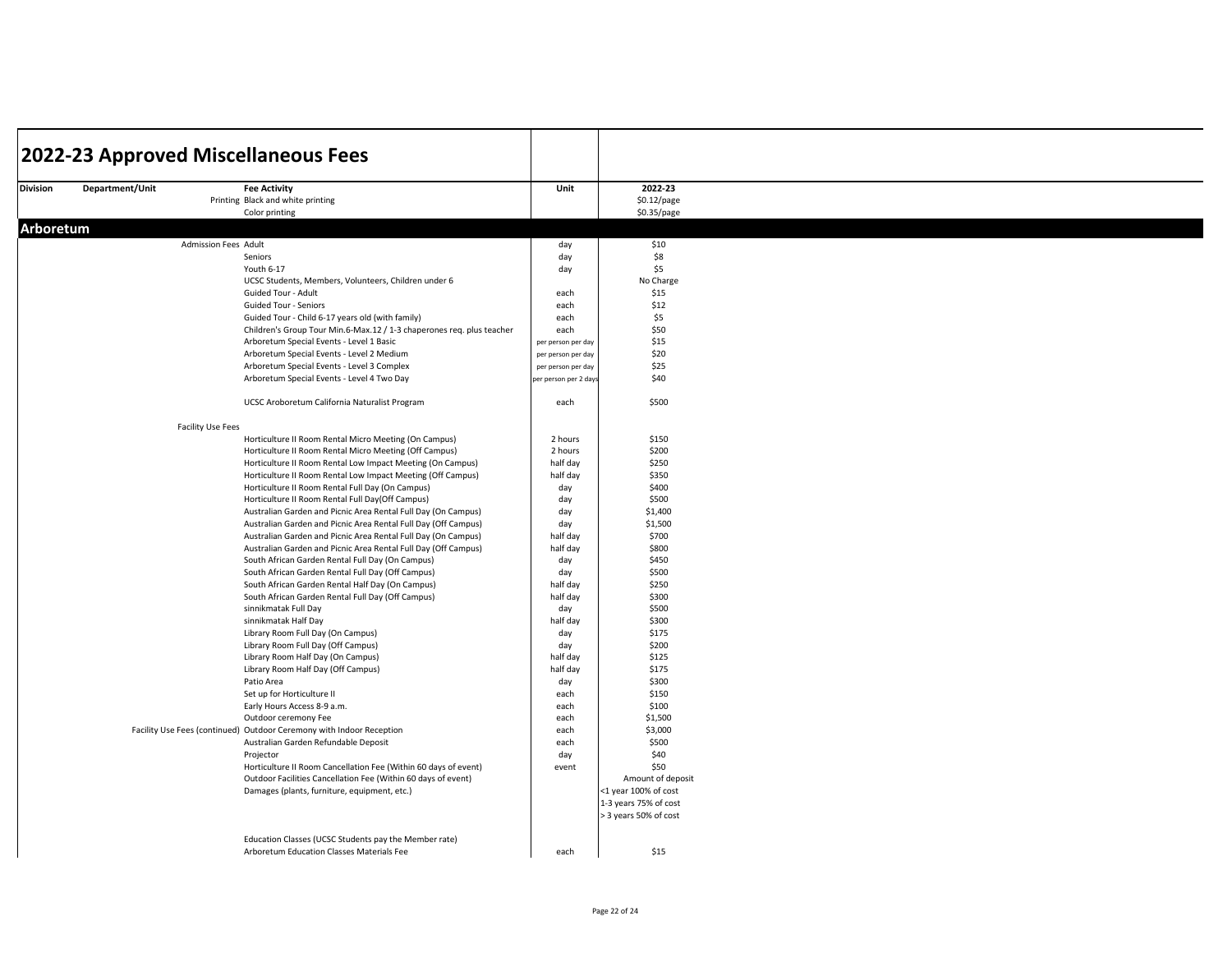# 2022-23 Approved Miscellaneous Fees

| Division | Department/Unit | Fee Activity | Unit | 2022-23 |
|---|---|---|---|---|
| | Printing | Black and white printing | | $0.12/page |
| | | Color printing | | $0.35/page |
| **Arboretum** | | | | |
| | Admission Fees | Adult | day | $10 |
| | | Seniors | day | $8 |
| | | Youth 6-17 | day | $5 |
| | | UCSC Students, Members, Volunteers, Children under 6 | | No Charge |
| | | Guided Tour - Adult | each | $15 |
| | | Guided Tour - Seniors | each | $12 |
| | | Guided Tour - Child 6-17 years old (with family) | each | $5 |
| | | Children's Group Tour Min.6-Max.12 / 1-3 chaperones req. plus teacher | each | $50 |
| | | Arboretum Special Events - Level 1 Basic | per person per day | $15 |
| | | Arboretum Special Events - Level 2 Medium | per person per day | $20 |
| | | Arboretum Special Events - Level 3 Complex | per person per day | $25 |
| | | Arboretum Special Events - Level 4 Two Day | per person per 2 days | $40 |
| | | UCSC Aroboretum California Naturalist Program | each | $500 |
| | Facility Use Fees | | | |
| | | Horticulture II Room Rental Micro Meeting (On Campus) | 2 hours | $150 |
| | | Horticulture II Room Rental Micro Meeting (Off Campus) | 2 hours | $200 |
| | | Horticulture II Room Rental Low Impact Meeting (On Campus) | half day | $250 |
| | | Horticulture II Room Rental Low Impact Meeting (Off Campus) | half day | $350 |
| | | Horticulture II Room Rental Full Day (On Campus) | day | $400 |
| | | Horticulture II Room Rental Full Day(Off Campus) | day | $500 |
| | | Australian Garden and Picnic Area Rental Full Day (On Campus) | day | $1,400 |
| | | Australian Garden and Picnic Area Rental Full Day (Off Campus) | day | $1,500 |
| | | Australian Garden and Picnic Area Rental Full Day (On Campus) | half day | $700 |
| | | Australian Garden and Picnic Area Rental Full Day (Off Campus) | half day | $800 |
| | | South African Garden Rental Full Day (On Campus) | day | $450 |
| | | South African Garden Rental Full Day (Off Campus) | day | $500 |
| | | South African Garden Rental Half Day (On Campus) | half day | $250 |
| | | South African Garden Rental Full Day (Off Campus) | half day | $300 |
| | | sinnikmatak Full Day | day | $500 |
| | | sinnikmatak Half Day | half day | $300 |
| | | Library Room Full Day (On Campus) | day | $175 |
| | | Library Room Full Day (Off Campus) | day | $200 |
| | | Library Room Half Day (On Campus) | half day | $125 |
| | | Library Room Half Day (Off Campus) | half day | $175 |
| | | Patio Area | day | $300 |
| | | Set up for Horticulture II | each | $150 |
| | | Early Hours Access 8-9 a.m. | each | $100 |
| | | Outdoor ceremony Fee | each | $1,500 |
| | Facility Use Fees (continued) | Outdoor Ceremony with Indoor Reception | each | $3,000 |
| | | Australian Garden Refundable Deposit | each | $500 |
| | | Projector | day | $40 |
| | | Horticulture II Room Cancellation Fee (Within 60 days of event) | event | $50 |
| | | Outdoor Facilities Cancellation Fee (Within 60 days of event) | | Amount of deposit |
| | | Damages (plants, furniture, equipment, etc.) | | <1 year 100% of cost |
| | | | | 1-3 years 75% of cost |
| | | | | > 3 years 50% of cost |
| | | Education Classes (UCSC Students pay the Member rate) | | |
| | | Arboretum Education Classes Materials Fee | each | $15 |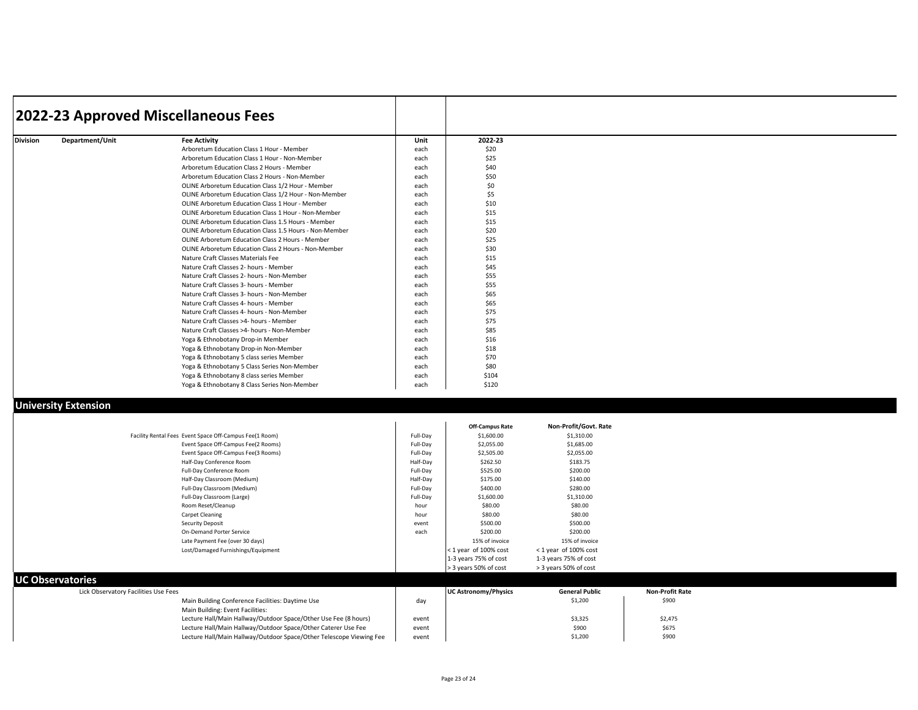# 2022-23 Approved Miscellaneous Fees

| Division | Department/Unit | Fee Activity | Unit | 2022-23 |
|---|---|---|---|---|
| | | Arboretum Education Class 1 Hour - Member | each | $20 |
| | | Arboretum Education Class 1 Hour - Non-Member | each | $25 |
| | | Arboretum Education Class 2 Hours - Member | each | $40 |
| | | Arboretum Education Class 2 Hours - Non-Member | each | $50 |
| | | OLINE Arboretum Education Class 1/2 Hour - Member | each | $0 |
| | | OLINE Arboretum Education Class 1/2 Hour - Non-Member | each | $5 |
| | | OLINE Arboretum Education Class 1 Hour - Member | each | $10 |
| | | OLINE Arboretum Education Class 1 Hour - Non-Member | each | $15 |
| | | OLINE Arboretum Education Class 1.5 Hours - Member | each | $15 |
| | | OLINE Arboretum Education Class 1.5 Hours - Non-Member | each | $20 |
| | | OLINE Arboretum Education Class 2 Hours - Member | each | $25 |
| | | OLINE Arboretum Education Class 2 Hours - Non-Member | each | $30 |
| | | Nature Craft Classes Materials Fee | each | $15 |
| | | Nature Craft Classes 2- hours - Member | each | $45 |
| | | Nature Craft Classes 2- hours - Non-Member | each | $55 |
| | | Nature Craft Classes 3- hours - Member | each | $55 |
| | | Nature Craft Classes 3- hours - Non-Member | each | $65 |
| | | Nature Craft Classes 4- hours - Member | each | $65 |
| | | Nature Craft Classes 4- hours - Non-Member | each | $75 |
| | | Nature Craft Classes >4- hours - Member | each | $75 |
| | | Nature Craft Classes >4- hours - Non-Member | each | $85 |
| | | Yoga & Ethnobotany Drop-in Member | each | $16 |
| | | Yoga & Ethnobotany Drop-in Non-Member | each | $18 |
| | | Yoga & Ethnobotany 5 class series Member | each | $70 |
| | | Yoga & Ethnobotany 5 Class Series Non-Member | each | $80 |
| | | Yoga & Ethnobotany 8 class series Member | each | $104 |
| | | Yoga & Ethnobotany 8 Class Series Non-Member | each | $120 |

## University Extension

| Department/Unit | Fee Activity | Unit | Off-Campus Rate | Non-Profit/Govt. Rate |
|---|---|---|---|---|
| Facility Rental Fees | Event Space Off-Campus Fee(1 Room) | Full-Day | $1,600.00 | $1,310.00 |
| | Event Space Off-Campus Fee(2 Rooms) | Full-Day | $2,055.00 | $1,685.00 |
| | Event Space Off-Campus Fee(3 Rooms) | Full-Day | $2,505.00 | $2,055.00 |
| | Half-Day Conference Room | Half-Day | $262.50 | $183.75 |
| | Full-Day Conference Room | Full-Day | $525.00 | $200.00 |
| | Half-Day Classroom (Medium) | Half-Day | $175.00 | $140.00 |
| | Full-Day Classroom (Medium) | Full-Day | $400.00 | $280.00 |
| | Full-Day Classroom (Large) | Full-Day | $1,600.00 | $1,310.00 |
| | Room Reset/Cleanup | hour | $80.00 | $80.00 |
| | Carpet Cleaning | hour | $80.00 | $80.00 |
| | Security Deposit | event | $500.00 | $500.00 |
| | On-Demand Porter Service | each | $200.00 | $200.00 |
| | Late Payment Fee (over 30 days) | | 15% of invoice | 15% of invoice |
| | Lost/Damaged Furnishings/Equipment | | < 1 year of 100% cost | < 1 year of 100% cost |
| | | | 1-3 years 75% of cost | 1-3 years 75% of cost |
| | | | > 3 years 50% of cost | > 3 years 50% of cost |

## UC Observatories

| Department/Unit | Fee Activity | Unit | UC Astronomy/Physics | General Public | Non-Profit Rate |
|---|---|---|---|---|---|
| Lick Observatory Facilities Use Fees | | | | | |
| | Main Building Conference Facilities: Daytime Use | day | | $1,200 | $900 |
| | Main Building: Event Facilities: | | | | |
| | Lecture Hall/Main Hallway/Outdoor Space/Other Use Fee (8 hours) | event | | $3,325 | $2,475 |
| | Lecture Hall/Main Hallway/Outdoor Space/Other Caterer Use Fee | event | | $900 | $675 |
| | Lecture Hall/Main Hallway/Outdoor Space/Other Telescope Viewing Fee | event | | $1,200 | $900 |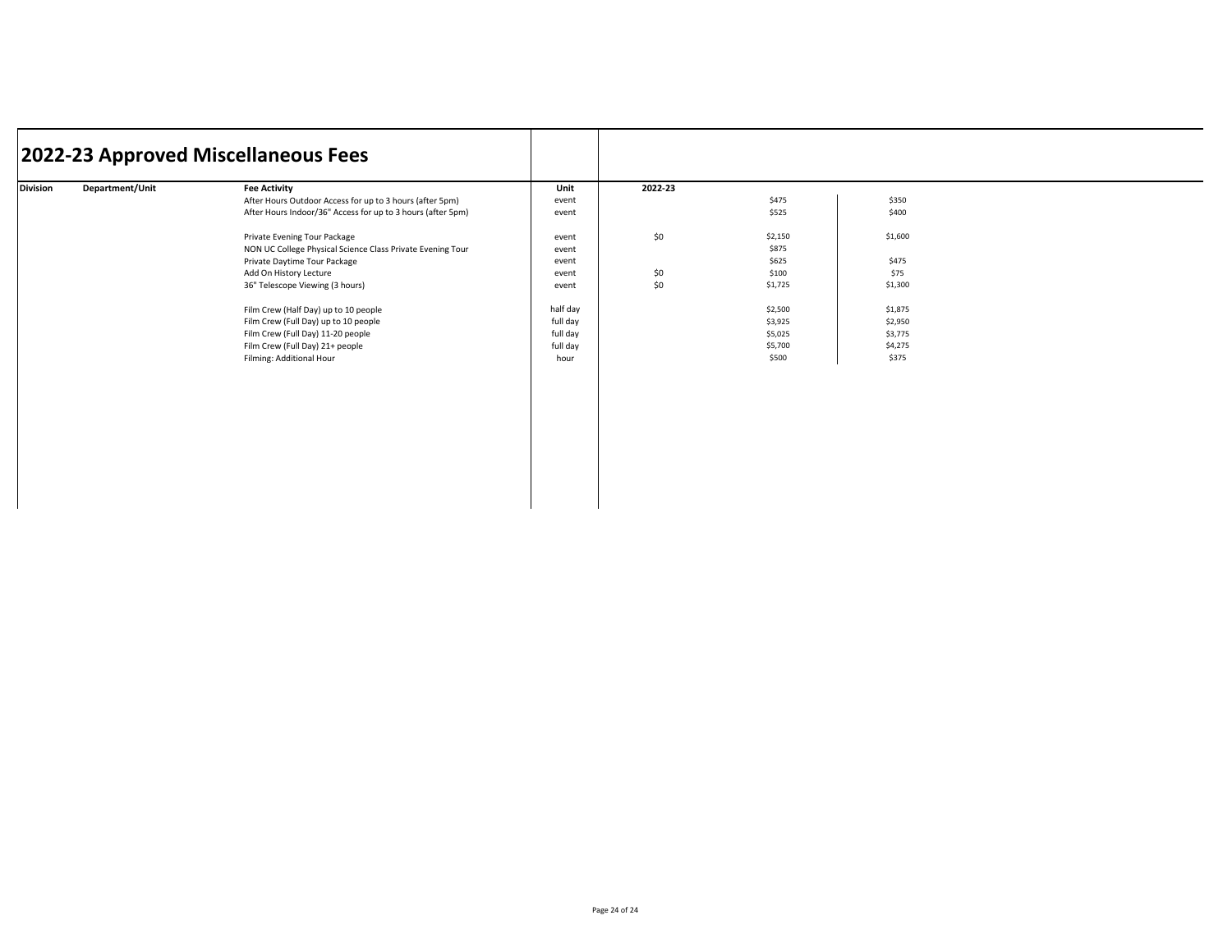# 2022-23 Approved Miscellaneous Fees

| Division | Department/Unit | Fee Activity | Unit | 2022-23 | | |
|---|---|---|---|---|---|---|
| | | After Hours Outdoor Access for up to 3 hours (after 5pm) | event | | $475 | $350 |
| | | After Hours Indoor/36" Access for up to 3 hours (after 5pm) | event | | $525 | $400 |
| | | Private Evening Tour Package | event | $0 | $2,150 | $1,600 |
| | | NON UC College Physical Science Class Private Evening Tour | event | | $875 | |
| | | Private Daytime Tour Package | event | | $625 | $475 |
| | | Add On History Lecture | event | $0 | $100 | $75 |
| | | 36" Telescope Viewing (3 hours) | event | $0 | $1,725 | $1,300 |
| | | Film Crew (Half Day) up to 10 people | half day | | $2,500 | $1,875 |
| | | Film Crew (Full Day) up to 10 people | full day | | $3,925 | $2,950 |
| | | Film Crew (Full Day) 11-20 people | full day | | $5,025 | $3,775 |
| | | Film Crew (Full Day) 21+ people | full day | | $5,700 | $4,275 |
| | | Filming: Additional Hour | hour | | $500 | $375 |